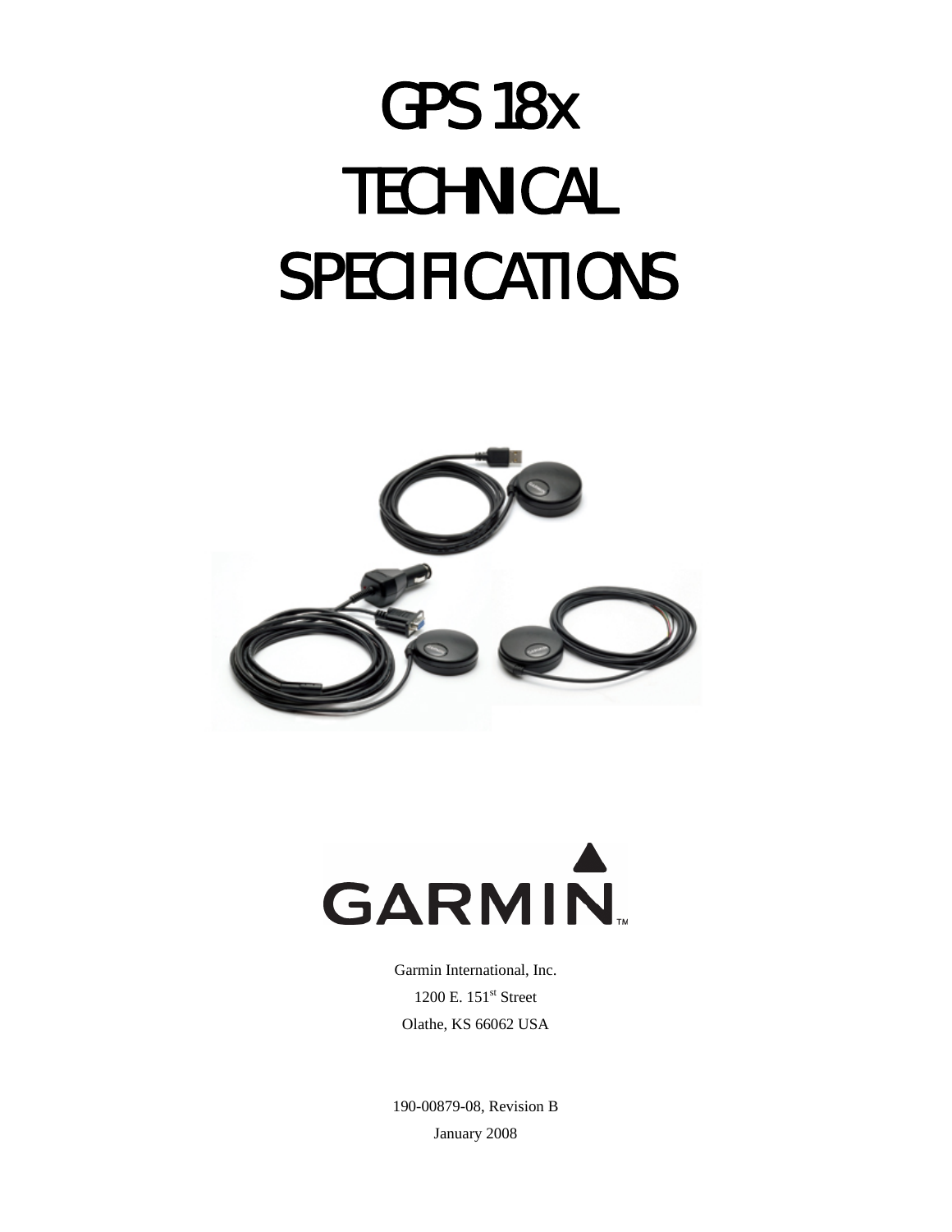# GPS 18x TECHNICAL SPECIFICATIONS

GARMIN

Garmin International, Inc.

1200 E. 151st Street

Olathe, KS 66062 USA

190-00879-08, Revision B

January 2008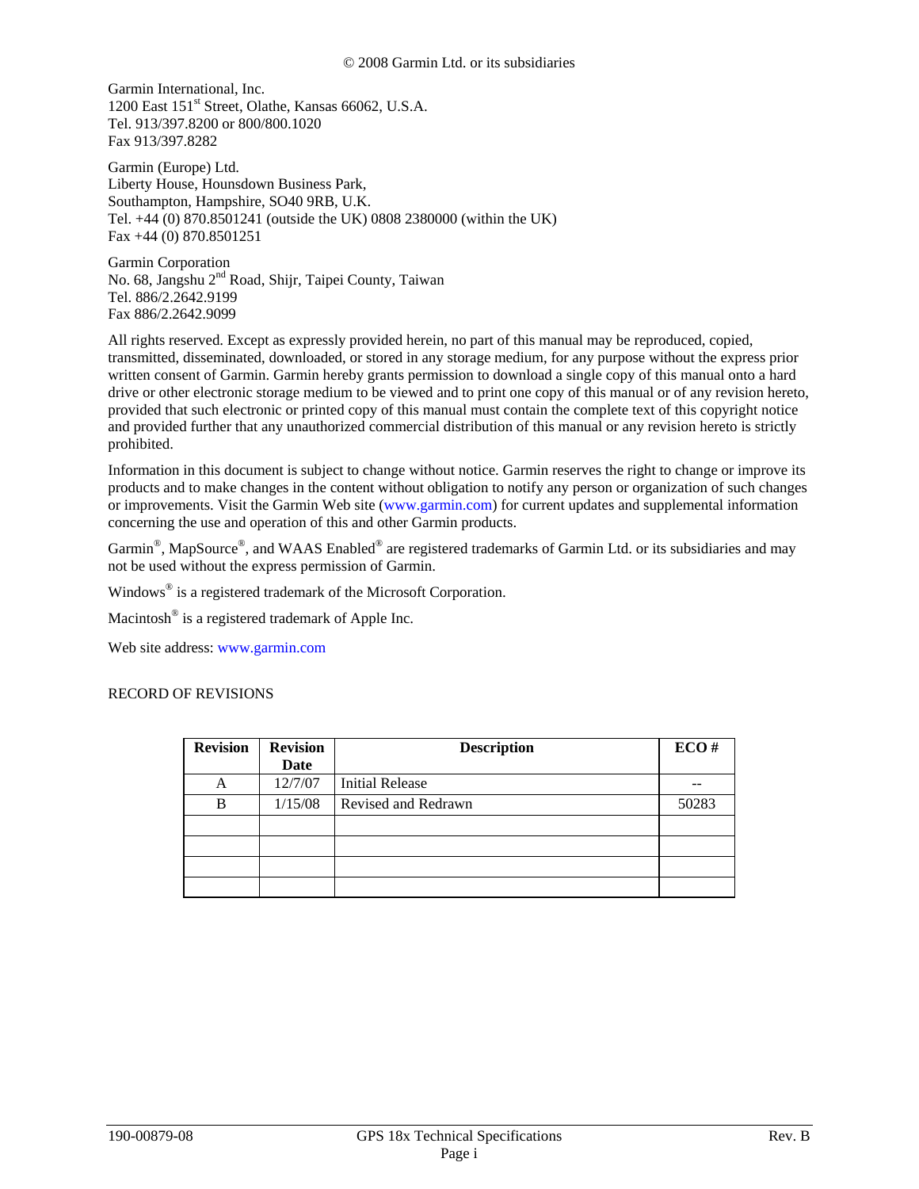© 2008 Garmin Ltd. or its subsidiaries

Garmin International, Inc.
1200 East 151st Street, Olathe, Kansas 66062, U.S.A.
Tel. 913/397.8200 or 800/800.1020
Fax 913/397.8282

Garmin (Europe) Ltd.
Liberty House, Hounsdown Business Park,
Southampton, Hampshire, SO40 9RB, U.K.
Tel. +44 (0) 870.8501241 (outside the UK) 0808 2380000 (within the UK)
Fax +44 (0) 870.8501251

Garmin Corporation
No. 68, Jangshu 2nd Road, Shijr, Taipei County, Taiwan
Tel. 886/2.2642.9199
Fax 886/2.2642.9099

All rights reserved. Except as expressly provided herein, no part of this manual may be reproduced, copied, transmitted, disseminated, downloaded, or stored in any storage medium, for any purpose without the express prior written consent of Garmin. Garmin hereby grants permission to download a single copy of this manual onto a hard drive or other electronic storage medium to be viewed and to print one copy of this manual or of any revision hereto, provided that such electronic or printed copy of this manual must contain the complete text of this copyright notice and provided further that any unauthorized commercial distribution of this manual or any revision hereto is strictly prohibited.

Information in this document is subject to change without notice. Garmin reserves the right to change or improve its products and to make changes in the content without obligation to notify any person or organization of such changes or improvements. Visit the Garmin Web site (www.garmin.com) for current updates and supplemental information concerning the use and operation of this and other Garmin products.

Garmin®, MapSource®, and WAAS Enabled® are registered trademarks of Garmin Ltd. or its subsidiaries and may not be used without the express permission of Garmin.

Windows® is a registered trademark of the Microsoft Corporation.

Macintosh® is a registered trademark of Apple Inc.

Web site address: www.garmin.com

RECORD OF REVISIONS

| Revision | Revision Date | Description | ECO # |
|---|---|---|---|
| A | 12/7/07 | Initial Release | -- |
| B | 1/15/08 | Revised and Redrawn | 50283 |
| | | | |
| | | | |
| | | | |
| | | | |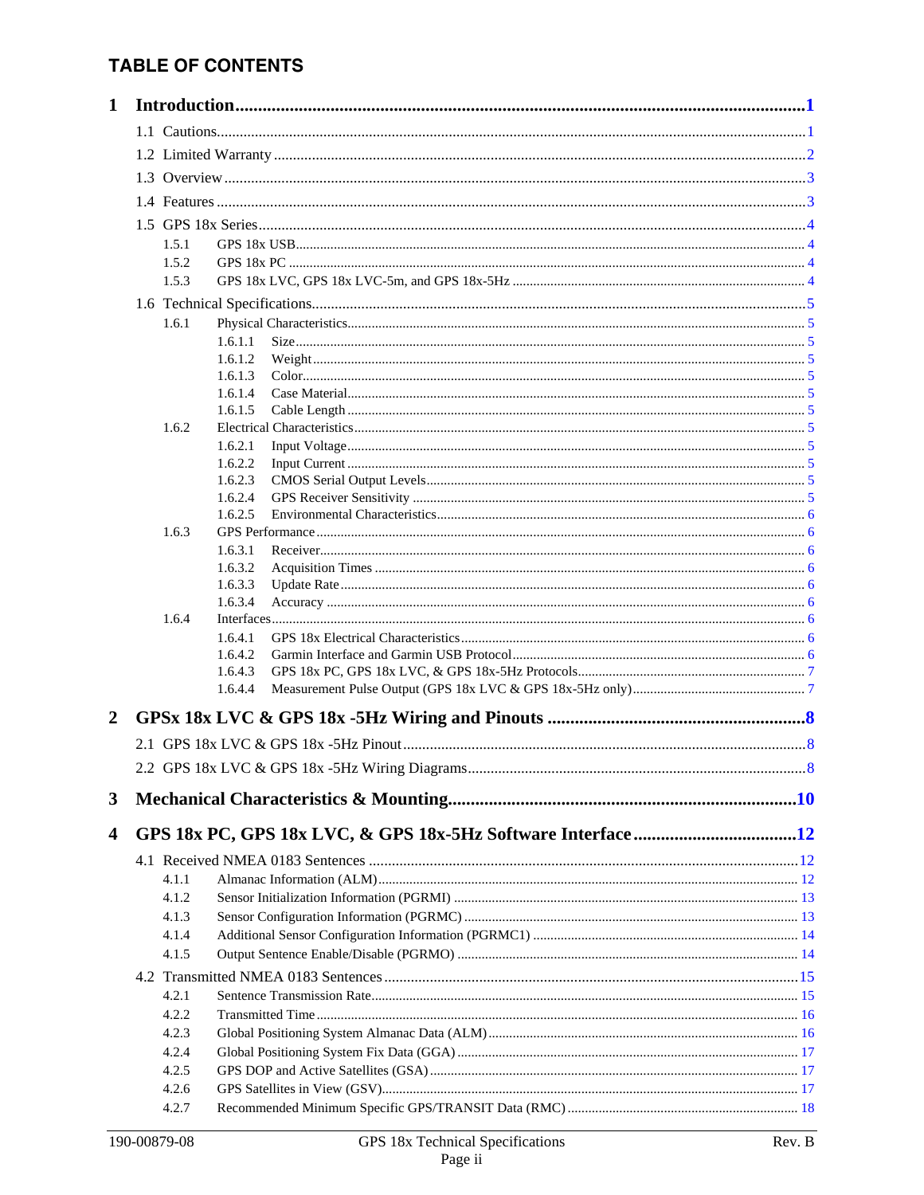# TABLE OF CONTENTS

**1 Introduction ........................................................................................................ 1**

1.1 Cautions........................................................................................................ 1

1.2 Limited Warranty .......................................................................................... 2

1.3 Overview ...................................................................................................... 3

1.4 Features ........................................................................................................ 3

1.5 GPS 18x Series.............................................................................................. 4

1.5.1 GPS 18x USB.................................................................................................. 4

1.5.2 GPS 18x PC ..................................................................................................... 4

1.5.3 GPS 18x LVC, GPS 18x LVC-5m, and GPS 18x-5Hz ................................... 4

1.6 Technical Specifications................................................................................ 5

1.6.1 Physical Characteristics.................................................................................... 5

1.6.1.1 Size ............................................................................................................ 5

1.6.1.2 Weight........................................................................................................ 5

1.6.1.3 Color.......................................................................................................... 5

1.6.1.4 Case Material.............................................................................................. 5

1.6.1.5 Cable Length .............................................................................................. 5

1.6.2 Electrical Characteristics.................................................................................. 5

1.6.2.1 Input Voltage.............................................................................................. 5

1.6.2.2 Input Current .............................................................................................. 5

1.6.2.3 CMOS Serial Output Levels....................................................................... 5

1.6.2.4 GPS Receiver Sensitivity ........................................................................... 5

1.6.2.5 Environmental Characteristics.................................................................... 6

1.6.3 GPS Performance ............................................................................................. 6

1.6.3.1 Receiver...................................................................................................... 6

1.6.3.2 Acquisition Times ...................................................................................... 6

1.6.3.3 Update Rate ................................................................................................ 6

1.6.3.4 Accuracy .................................................................................................... 6

1.6.4 Interfaces.......................................................................................................... 6

1.6.4.1 GPS 18x Electrical Characteristics............................................................. 6

1.6.4.2 Garmin Interface and Garmin USB Protocol.............................................. 6

1.6.4.3 GPS 18x PC, GPS 18x LVC, & GPS 18x-5Hz Protocols........................... 7

1.6.4.4 Measurement Pulse Output (GPS 18x LVC & GPS 18x-5Hz only)............. 7

**2 GPSx 18x LVC & GPS 18x -5Hz Wiring and Pinouts ......................................... 8**

2.1 GPS 18x LVC & GPS 18x -5Hz Pinout.......................................................... 8

2.2 GPS 18x LVC & GPS 18x -5Hz Wiring Diagrams......................................... 8

**3 Mechanical Characteristics & Mounting............................................................. 10**

**4 GPS 18x PC, GPS 18x LVC, & GPS 18x-5Hz Software Interface ..................... 12**

4.1 Received NMEA 0183 Sentences ................................................................. 12

4.1.1 Almanac Information (ALM)......................................................................... 12

4.1.2 Sensor Initialization Information (PGRMI) ................................................... 13

4.1.3 Sensor Configuration Information (PGRMC) ................................................ 13

4.1.4 Additional Sensor Configuration Information (PGRMC1) ............................ 14

4.1.5 Output Sentence Enable/Disable (PGRMO) .................................................. 14

4.2 Transmitted NMEA 0183 Sentences ............................................................. 15

4.2.1 Sentence Transmission Rate........................................................................... 15

4.2.2 Transmitted Time ........................................................................................... 16

4.2.3 Global Positioning System Almanac Data (ALM) ......................................... 16

4.2.4 Global Positioning System Fix Data (GGA) .................................................. 17

4.2.5 GPS DOP and Active Satellites (GSA) .......................................................... 17

4.2.6 GPS Satellites in View (GSV)........................................................................ 17

4.2.7 Recommended Minimum Specific GPS/TRANSIT Data (RMC) .................. 18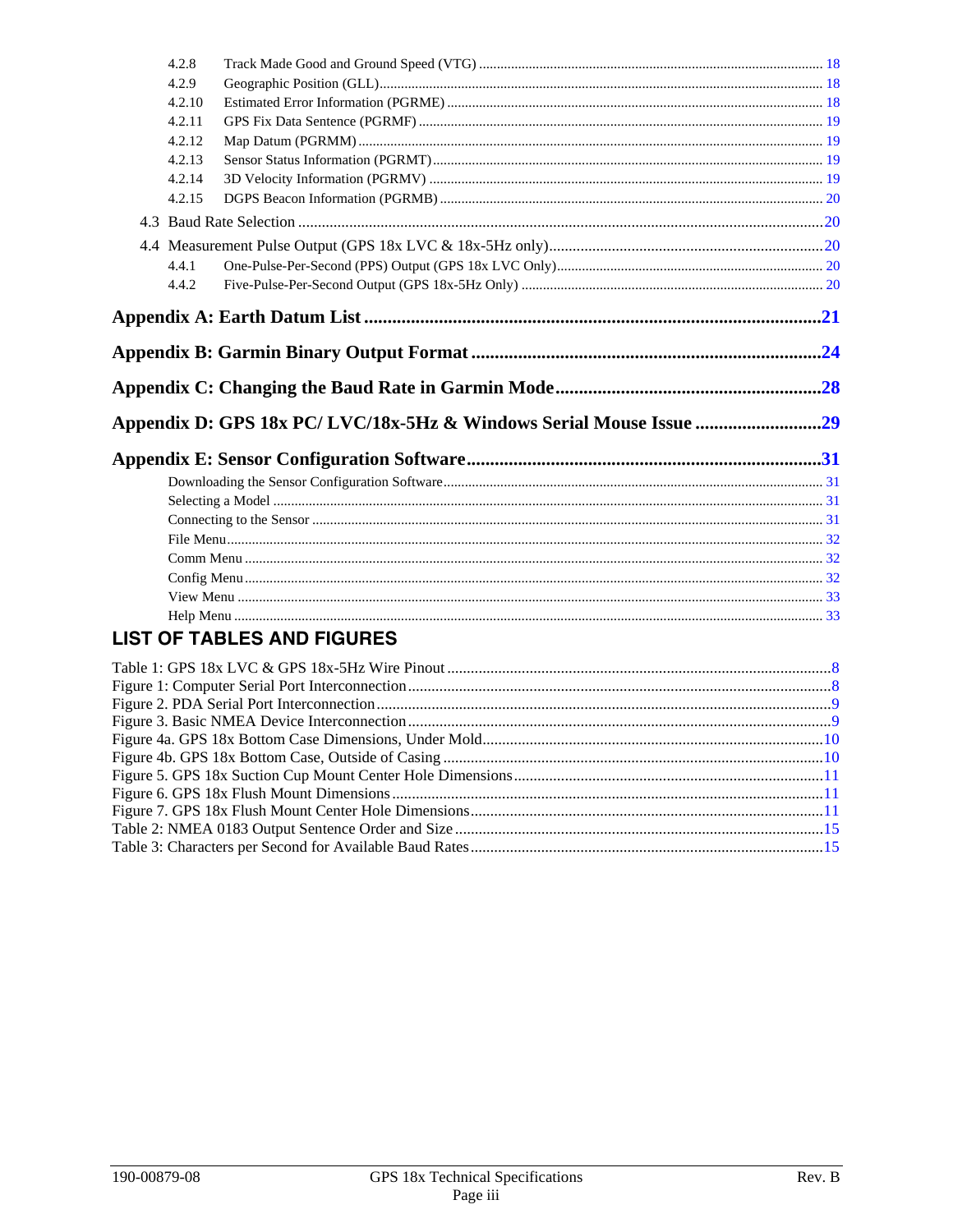4.2.8 Track Made Good and Ground Speed (VTG) ........ 18
4.2.9 Geographic Position (GLL) ........ 18
4.2.10 Estimated Error Information (PGRME) ........ 18
4.2.11 GPS Fix Data Sentence (PGRMF) ........ 19
4.2.12 Map Datum (PGRMM) ........ 19
4.2.13 Sensor Status Information (PGRMT) ........ 19
4.2.14 3D Velocity Information (PGRMV) ........ 19
4.2.15 DGPS Beacon Information (PGRMB) ........ 20

4.3 Baud Rate Selection ........ 20

4.4 Measurement Pulse Output (GPS 18x LVC & 18x-5Hz only) ........ 20
4.4.1 One-Pulse-Per-Second (PPS) Output (GPS 18x LVC Only) ........ 20
4.4.2 Five-Pulse-Per-Second Output (GPS 18x-5Hz Only) ........ 20

**Appendix A: Earth Datum List ........ 21**

**Appendix B: Garmin Binary Output Format ........ 24**

**Appendix C: Changing the Baud Rate in Garmin Mode ........ 28**

**Appendix D: GPS 18x PC/ LVC/18x-5Hz & Windows Serial Mouse Issue ........ 29**

**Appendix E: Sensor Configuration Software ........ 31**

Downloading the Sensor Configuration Software ........ 31
Selecting a Model ........ 31
Connecting to the Sensor ........ 31
File Menu ........ 32
Comm Menu ........ 32
Config Menu ........ 32
View Menu ........ 33
Help Menu ........ 33

## LIST OF TABLES AND FIGURES

Table 1: GPS 18x LVC & GPS 18x-5Hz Wire Pinout ........ 8
Figure 1: Computer Serial Port Interconnection ........ 8
Figure 2. PDA Serial Port Interconnection ........ 9
Figure 3. Basic NMEA Device Interconnection ........ 9
Figure 4a. GPS 18x Bottom Case Dimensions, Under Mold ........ 10
Figure 4b. GPS 18x Bottom Case, Outside of Casing ........ 10
Figure 5. GPS 18x Suction Cup Mount Center Hole Dimensions ........ 11
Figure 6. GPS 18x Flush Mount Dimensions ........ 11
Figure 7. GPS 18x Flush Mount Center Hole Dimensions ........ 11
Table 2: NMEA 0183 Output Sentence Order and Size ........ 15
Table 3: Characters per Second for Available Baud Rates ........ 15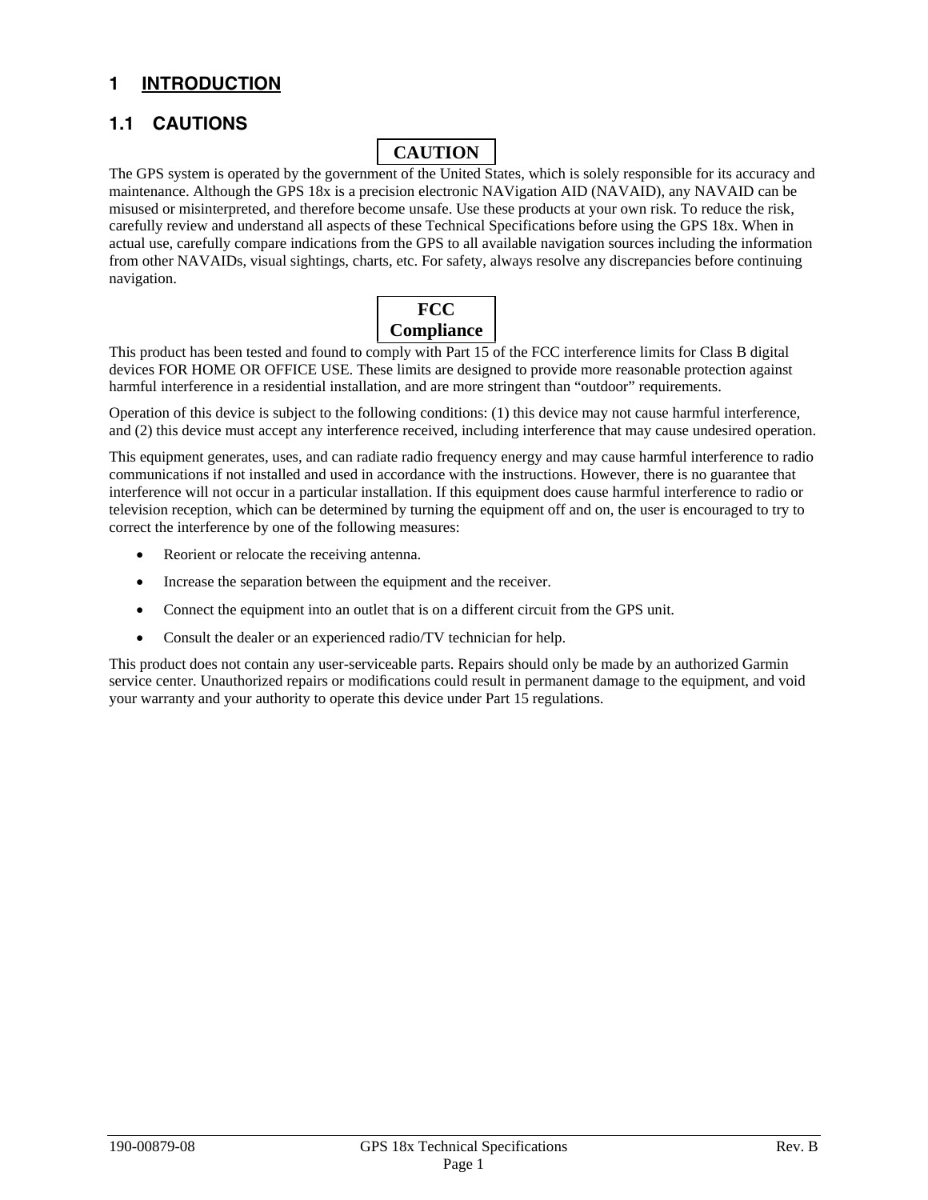# 1 INTRODUCTION

## 1.1 CAUTIONS

**CAUTION**

The GPS system is operated by the government of the United States, which is solely responsible for its accuracy and maintenance. Although the GPS 18x is a precision electronic NAVigation AID (NAVAID), any NAVAID can be misused or misinterpreted, and therefore become unsafe. Use these products at your own risk. To reduce the risk, carefully review and understand all aspects of these Technical Specifications before using the GPS 18x. When in actual use, carefully compare indications from the GPS to all available navigation sources including the information from other NAVAIDs, visual sightings, charts, etc. For safety, always resolve any discrepancies before continuing navigation.

**FCC Compliance**

This product has been tested and found to comply with Part 15 of the FCC interference limits for Class B digital devices FOR HOME OR OFFICE USE. These limits are designed to provide more reasonable protection against harmful interference in a residential installation, and are more stringent than "outdoor" requirements.

Operation of this device is subject to the following conditions: (1) this device may not cause harmful interference, and (2) this device must accept any interference received, including interference that may cause undesired operation.

This equipment generates, uses, and can radiate radio frequency energy and may cause harmful interference to radio communications if not installed and used in accordance with the instructions. However, there is no guarantee that interference will not occur in a particular installation. If this equipment does cause harmful interference to radio or television reception, which can be determined by turning the equipment off and on, the user is encouraged to try to correct the interference by one of the following measures:

- Reorient or relocate the receiving antenna.
- Increase the separation between the equipment and the receiver.
- Connect the equipment into an outlet that is on a different circuit from the GPS unit.
- Consult the dealer or an experienced radio/TV technician for help.

This product does not contain any user-serviceable parts. Repairs should only be made by an authorized Garmin service center. Unauthorized repairs or modifications could result in permanent damage to the equipment, and void your warranty and your authority to operate this device under Part 15 regulations.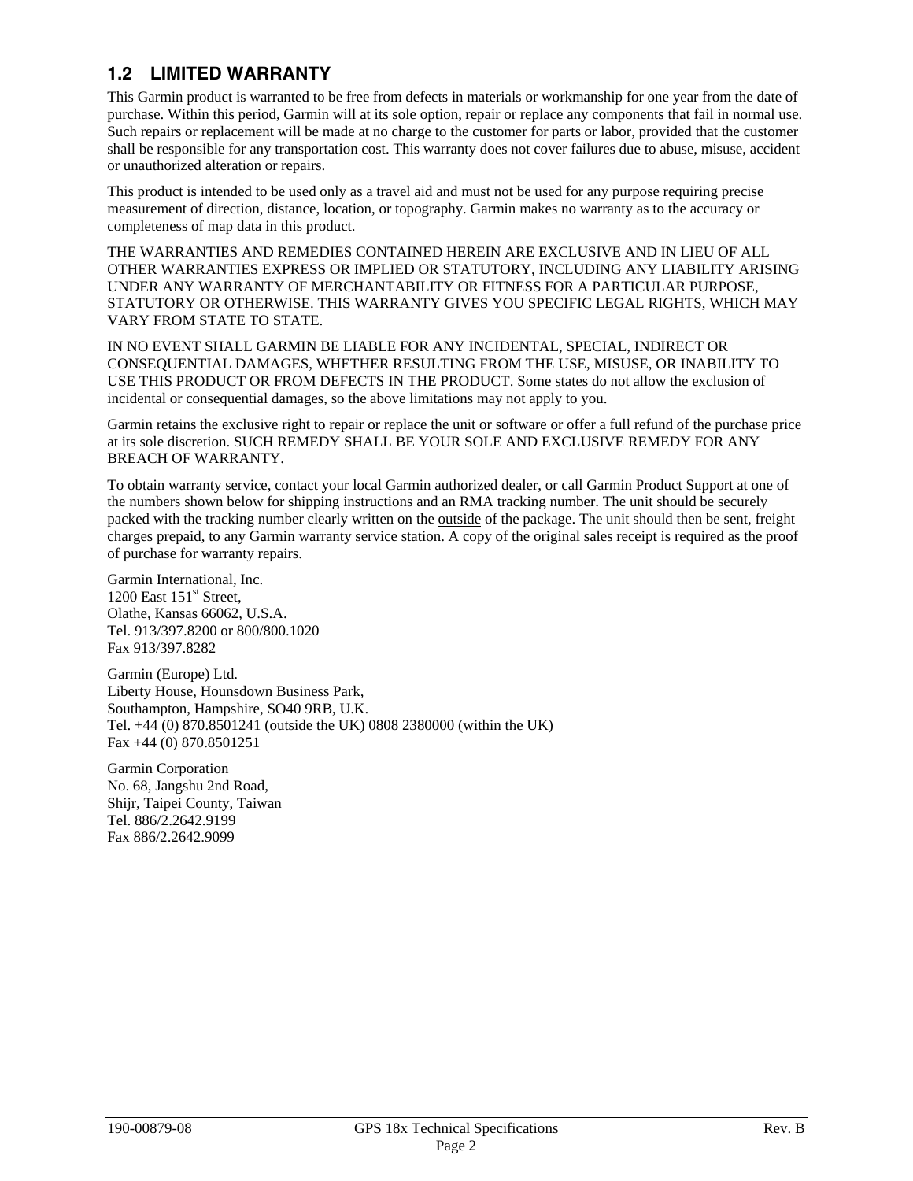## 1.2 LIMITED WARRANTY

This Garmin product is warranted to be free from defects in materials or workmanship for one year from the date of purchase. Within this period, Garmin will at its sole option, repair or replace any components that fail in normal use. Such repairs or replacement will be made at no charge to the customer for parts or labor, provided that the customer shall be responsible for any transportation cost. This warranty does not cover failures due to abuse, misuse, accident or unauthorized alteration or repairs.

This product is intended to be used only as a travel aid and must not be used for any purpose requiring precise measurement of direction, distance, location, or topography. Garmin makes no warranty as to the accuracy or completeness of map data in this product.

THE WARRANTIES AND REMEDIES CONTAINED HEREIN ARE EXCLUSIVE AND IN LIEU OF ALL OTHER WARRANTIES EXPRESS OR IMPLIED OR STATUTORY, INCLUDING ANY LIABILITY ARISING UNDER ANY WARRANTY OF MERCHANTABILITY OR FITNESS FOR A PARTICULAR PURPOSE, STATUTORY OR OTHERWISE. THIS WARRANTY GIVES YOU SPECIFIC LEGAL RIGHTS, WHICH MAY VARY FROM STATE TO STATE.

IN NO EVENT SHALL GARMIN BE LIABLE FOR ANY INCIDENTAL, SPECIAL, INDIRECT OR CONSEQUENTIAL DAMAGES, WHETHER RESULTING FROM THE USE, MISUSE, OR INABILITY TO USE THIS PRODUCT OR FROM DEFECTS IN THE PRODUCT. Some states do not allow the exclusion of incidental or consequential damages, so the above limitations may not apply to you.

Garmin retains the exclusive right to repair or replace the unit or software or offer a full refund of the purchase price at its sole discretion. SUCH REMEDY SHALL BE YOUR SOLE AND EXCLUSIVE REMEDY FOR ANY BREACH OF WARRANTY.

To obtain warranty service, contact your local Garmin authorized dealer, or call Garmin Product Support at one of the numbers shown below for shipping instructions and an RMA tracking number. The unit should be securely packed with the tracking number clearly written on the outside of the package. The unit should then be sent, freight charges prepaid, to any Garmin warranty service station. A copy of the original sales receipt is required as the proof of purchase for warranty repairs.

Garmin International, Inc.  
1200 East 151st Street,  
Olathe, Kansas 66062, U.S.A.  
Tel. 913/397.8200 or 800/800.1020  
Fax 913/397.8282

Garmin (Europe) Ltd.  
Liberty House, Hounsdown Business Park,  
Southampton, Hampshire, SO40 9RB, U.K.  
Tel. +44 (0) 870.8501241 (outside the UK) 0808 2380000 (within the UK)  
Fax +44 (0) 870.8501251

Garmin Corporation  
No. 68, Jangshu 2nd Road,  
Shijr, Taipei County, Taiwan  
Tel. 886/2.2642.9199  
Fax 886/2.2642.9099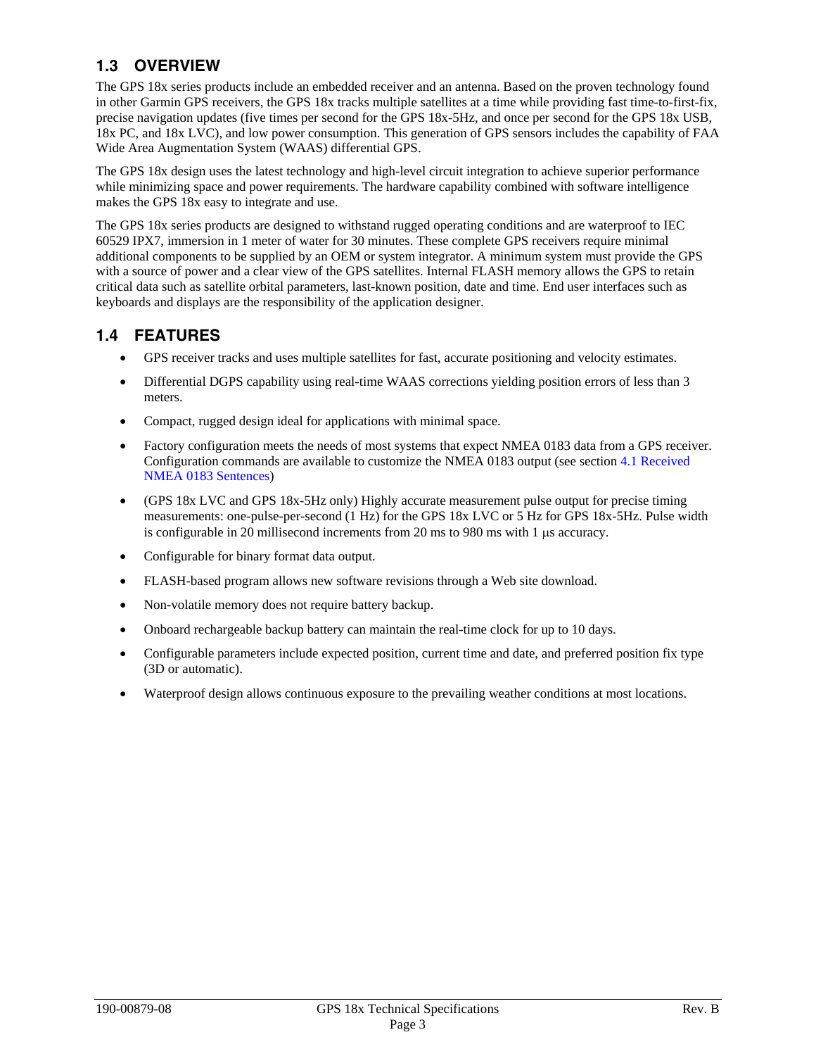## 1.3 OVERVIEW

The GPS 18x series products include an embedded receiver and an antenna. Based on the proven technology found in other Garmin GPS receivers, the GPS 18x tracks multiple satellites at a time while providing fast time-to-first-fix, precise navigation updates (five times per second for the GPS 18x-5Hz, and once per second for the GPS 18x USB, 18x PC, and 18x LVC), and low power consumption. This generation of GPS sensors includes the capability of FAA Wide Area Augmentation System (WAAS) differential GPS.

The GPS 18x design uses the latest technology and high-level circuit integration to achieve superior performance while minimizing space and power requirements. The hardware capability combined with software intelligence makes the GPS 18x easy to integrate and use.

The GPS 18x series products are designed to withstand rugged operating conditions and are waterproof to IEC 60529 IPX7, immersion in 1 meter of water for 30 minutes. These complete GPS receivers require minimal additional components to be supplied by an OEM or system integrator. A minimum system must provide the GPS with a source of power and a clear view of the GPS satellites. Internal FLASH memory allows the GPS to retain critical data such as satellite orbital parameters, last-known position, date and time. End user interfaces such as keyboards and displays are the responsibility of the application designer.

## 1.4 FEATURES

- GPS receiver tracks and uses multiple satellites for fast, accurate positioning and velocity estimates.
- Differential DGPS capability using real-time WAAS corrections yielding position errors of less than 3 meters.
- Compact, rugged design ideal for applications with minimal space.
- Factory configuration meets the needs of most systems that expect NMEA 0183 data from a GPS receiver. Configuration commands are available to customize the NMEA 0183 output (see section 4.1 Received NMEA 0183 Sentences)
- (GPS 18x LVC and GPS 18x-5Hz only) Highly accurate measurement pulse output for precise timing measurements: one-pulse-per-second (1 Hz) for the GPS 18x LVC or 5 Hz for GPS 18x-5Hz. Pulse width is configurable in 20 millisecond increments from 20 ms to 980 ms with 1 μs accuracy.
- Configurable for binary format data output.
- FLASH-based program allows new software revisions through a Web site download.
- Non-volatile memory does not require battery backup.
- Onboard rechargeable backup battery can maintain the real-time clock for up to 10 days.
- Configurable parameters include expected position, current time and date, and preferred position fix type (3D or automatic).
- Waterproof design allows continuous exposure to the prevailing weather conditions at most locations.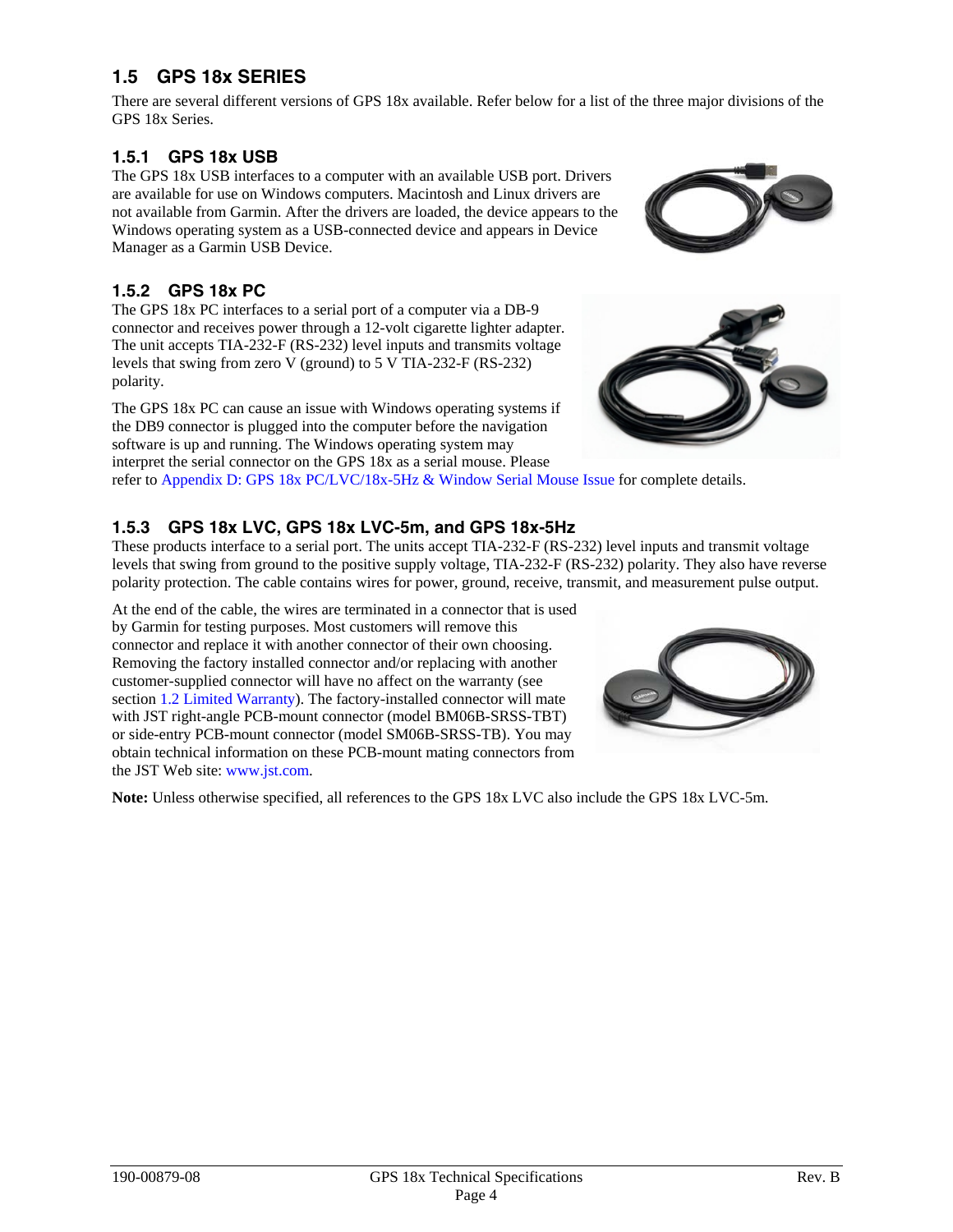## 1.5 GPS 18x SERIES

There are several different versions of GPS 18x available. Refer below for a list of the three major divisions of the GPS 18x Series.

### 1.5.1 GPS 18x USB

The GPS 18x USB interfaces to a computer with an available USB port. Drivers are available for use on Windows computers. Macintosh and Linux drivers are not available from Garmin. After the drivers are loaded, the device appears to the Windows operating system as a USB-connected device and appears in Device Manager as a Garmin USB Device.

### 1.5.2 GPS 18x PC

The GPS 18x PC interfaces to a serial port of a computer via a DB-9 connector and receives power through a 12-volt cigarette lighter adapter. The unit accepts TIA-232-F (RS-232) level inputs and transmits voltage levels that swing from zero V (ground) to 5 V TIA-232-F (RS-232) polarity.

The GPS 18x PC can cause an issue with Windows operating systems if the DB9 connector is plugged into the computer before the navigation software is up and running. The Windows operating system may interpret the serial connector on the GPS 18x as a serial mouse. Please refer to Appendix D: GPS 18x PC/LVC/18x-5Hz & Window Serial Mouse Issue for complete details.

### 1.5.3 GPS 18x LVC, GPS 18x LVC-5m, and GPS 18x-5Hz

These products interface to a serial port. The units accept TIA-232-F (RS-232) level inputs and transmit voltage levels that swing from ground to the positive supply voltage, TIA-232-F (RS-232) polarity. They also have reverse polarity protection. The cable contains wires for power, ground, receive, transmit, and measurement pulse output.

At the end of the cable, the wires are terminated in a connector that is used by Garmin for testing purposes. Most customers will remove this connector and replace it with another connector of their own choosing. Removing the factory installed connector and/or replacing with another customer-supplied connector will have no affect on the warranty (see section 1.2 Limited Warranty). The factory-installed connector will mate with JST right-angle PCB-mount connector (model BM06B-SRSS-TBT) or side-entry PCB-mount connector (model SM06B-SRSS-TB). You may obtain technical information on these PCB-mount mating connectors from the JST Web site: www.jst.com.

**Note:** Unless otherwise specified, all references to the GPS 18x LVC also include the GPS 18x LVC-5m.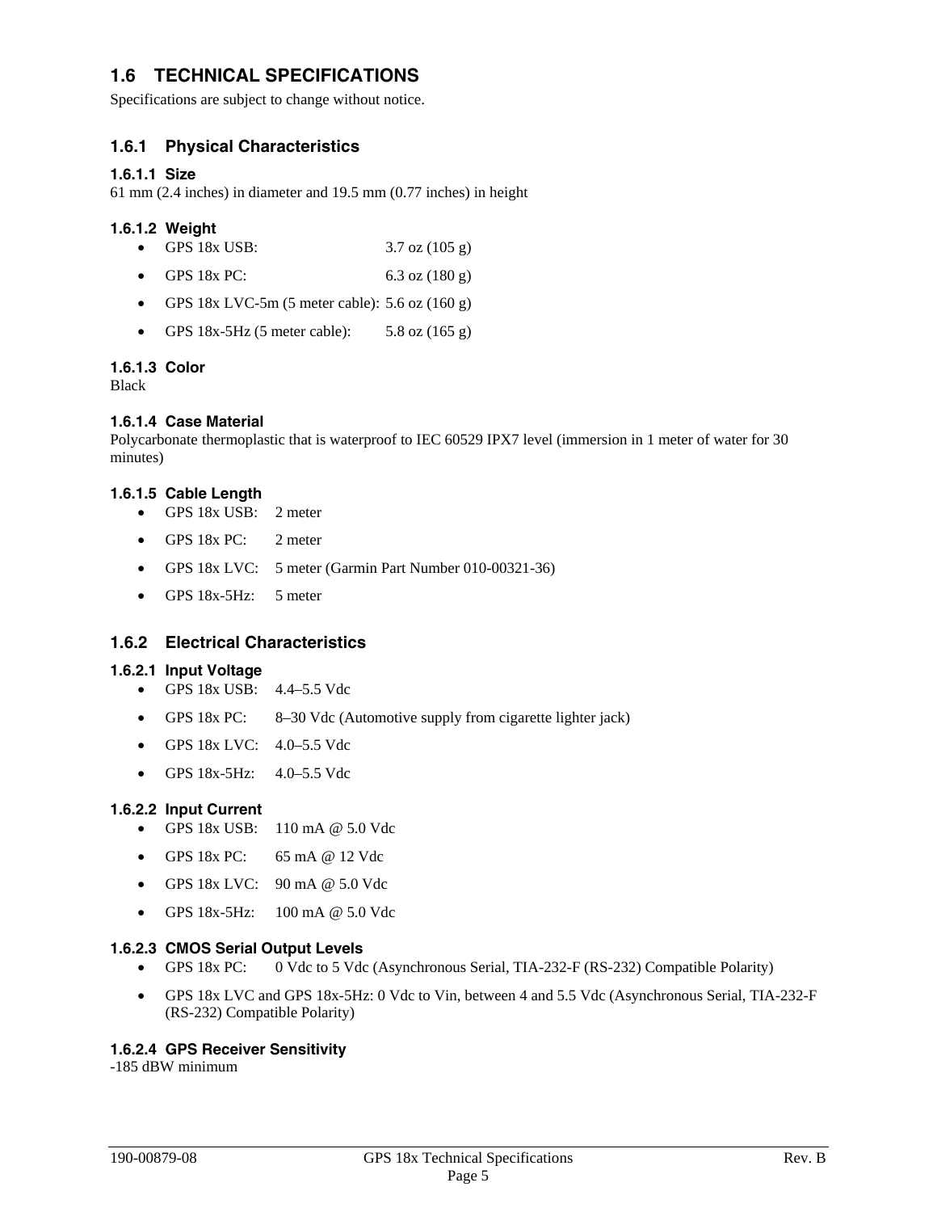## 1.6 TECHNICAL SPECIFICATIONS

Specifications are subject to change without notice.

### 1.6.1 Physical Characteristics

#### 1.6.1.1 Size

61 mm (2.4 inches) in diameter and 19.5 mm (0.77 inches) in height

#### 1.6.1.2 Weight

- GPS 18x USB: 3.7 oz (105 g)
- GPS 18x PC: 6.3 oz (180 g)
- GPS 18x LVC-5m (5 meter cable): 5.6 oz (160 g)
- GPS 18x-5Hz (5 meter cable): 5.8 oz (165 g)

#### 1.6.1.3 Color

Black

#### 1.6.1.4 Case Material

Polycarbonate thermoplastic that is waterproof to IEC 60529 IPX7 level (immersion in 1 meter of water for 30 minutes)

#### 1.6.1.5 Cable Length

- GPS 18x USB: 2 meter
- GPS 18x PC: 2 meter
- GPS 18x LVC: 5 meter (Garmin Part Number 010-00321-36)
- GPS 18x-5Hz: 5 meter

### 1.6.2 Electrical Characteristics

#### 1.6.2.1 Input Voltage

- GPS 18x USB: 4.4–5.5 Vdc
- GPS 18x PC: 8–30 Vdc (Automotive supply from cigarette lighter jack)
- GPS 18x LVC: 4.0–5.5 Vdc
- GPS 18x-5Hz: 4.0–5.5 Vdc

#### 1.6.2.2 Input Current

- GPS 18x USB: 110 mA @ 5.0 Vdc
- GPS 18x PC: 65 mA @ 12 Vdc
- GPS 18x LVC: 90 mA @ 5.0 Vdc
- GPS 18x-5Hz: 100 mA @ 5.0 Vdc

#### 1.6.2.3 CMOS Serial Output Levels

- GPS 18x PC: 0 Vdc to 5 Vdc (Asynchronous Serial, TIA-232-F (RS-232) Compatible Polarity)
- GPS 18x LVC and GPS 18x-5Hz: 0 Vdc to Vin, between 4 and 5.5 Vdc (Asynchronous Serial, TIA-232-F (RS-232) Compatible Polarity)

#### 1.6.2.4 GPS Receiver Sensitivity

-185 dBW minimum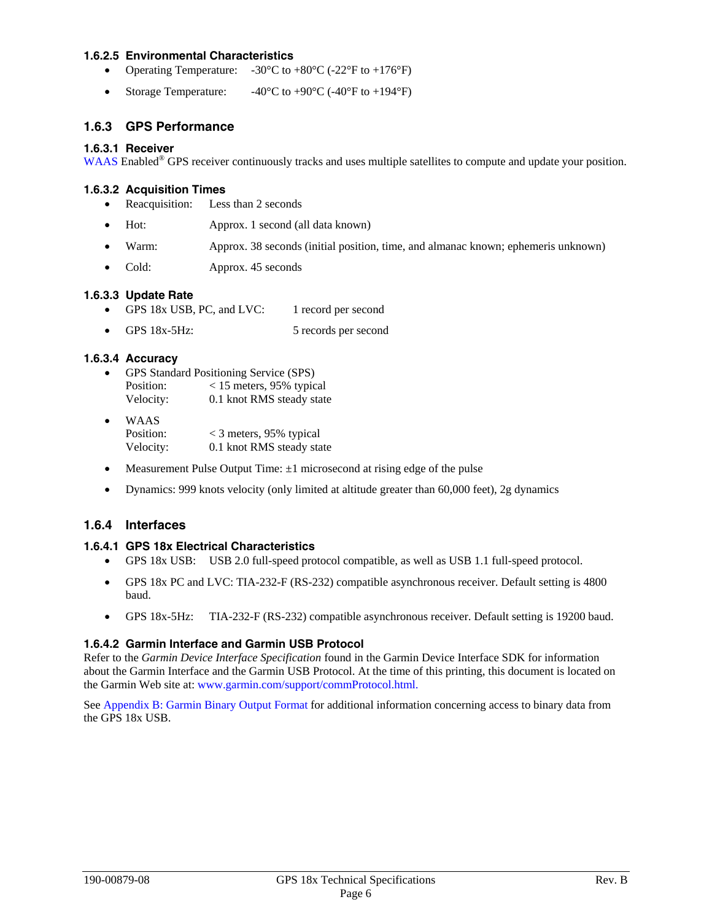#### 1.6.2.5 Environmental Characteristics

- Operating Temperature: -30°C to +80°C (-22°F to +176°F)
- Storage Temperature: -40°C to +90°C (-40°F to +194°F)

### 1.6.3 GPS Performance

#### 1.6.3.1 Receiver

WAAS Enabled® GPS receiver continuously tracks and uses multiple satellites to compute and update your position.

#### 1.6.3.2 Acquisition Times

- Reacquisition: Less than 2 seconds
- Hot: Approx. 1 second (all data known)
- Warm: Approx. 38 seconds (initial position, time, and almanac known; ephemeris unknown)
- Cold: Approx. 45 seconds

#### 1.6.3.3 Update Rate

- GPS 18x USB, PC, and LVC: 1 record per second
- GPS 18x-5Hz: 5 records per second

#### 1.6.3.4 Accuracy

- GPS Standard Positioning Service (SPS)
  Position: < 15 meters, 95% typical
  Velocity: 0.1 knot RMS steady state
- WAAS
  Position: < 3 meters, 95% typical
  Velocity: 0.1 knot RMS steady state
- Measurement Pulse Output Time: ±1 microsecond at rising edge of the pulse
- Dynamics: 999 knots velocity (only limited at altitude greater than 60,000 feet), 2g dynamics

### 1.6.4 Interfaces

#### 1.6.4.1 GPS 18x Electrical Characteristics

- GPS 18x USB: USB 2.0 full-speed protocol compatible, as well as USB 1.1 full-speed protocol.
- GPS 18x PC and LVC: TIA-232-F (RS-232) compatible asynchronous receiver. Default setting is 4800 baud.
- GPS 18x-5Hz: TIA-232-F (RS-232) compatible asynchronous receiver. Default setting is 19200 baud.

#### 1.6.4.2 Garmin Interface and Garmin USB Protocol

Refer to the *Garmin Device Interface Specification* found in the Garmin Device Interface SDK for information about the Garmin Interface and the Garmin USB Protocol. At the time of this printing, this document is located on the Garmin Web site at: www.garmin.com/support/commProtocol.html.

See Appendix B: Garmin Binary Output Format for additional information concerning access to binary data from the GPS 18x USB.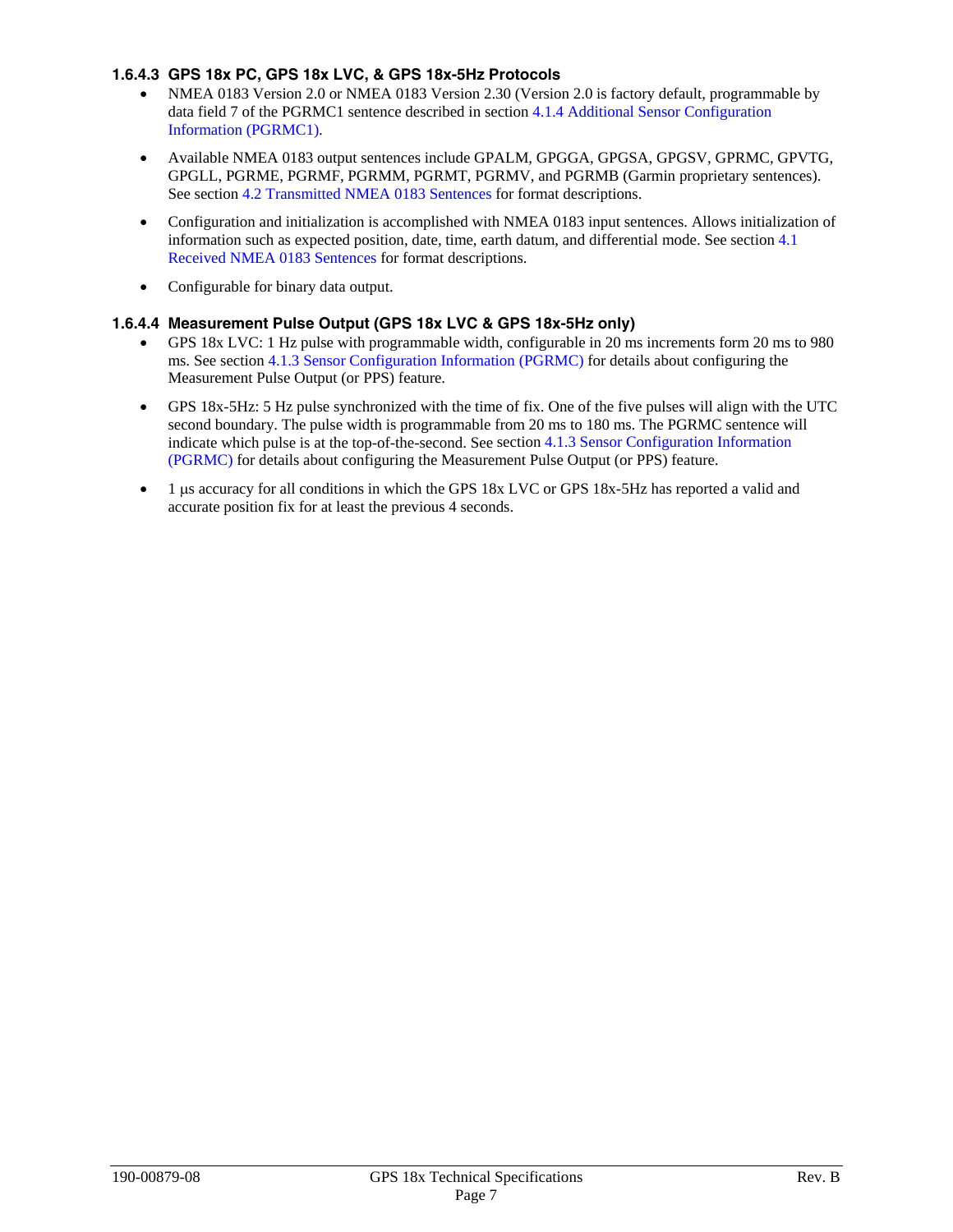#### 1.6.4.3 GPS 18x PC, GPS 18x LVC, & GPS 18x-5Hz Protocols

- NMEA 0183 Version 2.0 or NMEA 0183 Version 2.30 (Version 2.0 is factory default, programmable by data field 7 of the PGRMC1 sentence described in section 4.1.4 Additional Sensor Configuration Information (PGRMC1).
- Available NMEA 0183 output sentences include GPALM, GPGGA, GPGSA, GPGSV, GPRMC, GPVTG, GPGLL, PGRME, PGRMF, PGRMM, PGRMT, PGRMV, and PGRMB (Garmin proprietary sentences). See section 4.2 Transmitted NMEA 0183 Sentences for format descriptions.
- Configuration and initialization is accomplished with NMEA 0183 input sentences. Allows initialization of information such as expected position, date, time, earth datum, and differential mode. See section 4.1 Received NMEA 0183 Sentences for format descriptions.
- Configurable for binary data output.

#### 1.6.4.4 Measurement Pulse Output (GPS 18x LVC & GPS 18x-5Hz only)

- GPS 18x LVC: 1 Hz pulse with programmable width, configurable in 20 ms increments form 20 ms to 980 ms. See section 4.1.3 Sensor Configuration Information (PGRMC) for details about configuring the Measurement Pulse Output (or PPS) feature.
- GPS 18x-5Hz: 5 Hz pulse synchronized with the time of fix. One of the five pulses will align with the UTC second boundary. The pulse width is programmable from 20 ms to 180 ms. The PGRMC sentence will indicate which pulse is at the top-of-the-second. See section 4.1.3 Sensor Configuration Information (PGRMC) for details about configuring the Measurement Pulse Output (or PPS) feature.
- 1 μs accuracy for all conditions in which the GPS 18x LVC or GPS 18x-5Hz has reported a valid and accurate position fix for at least the previous 4 seconds.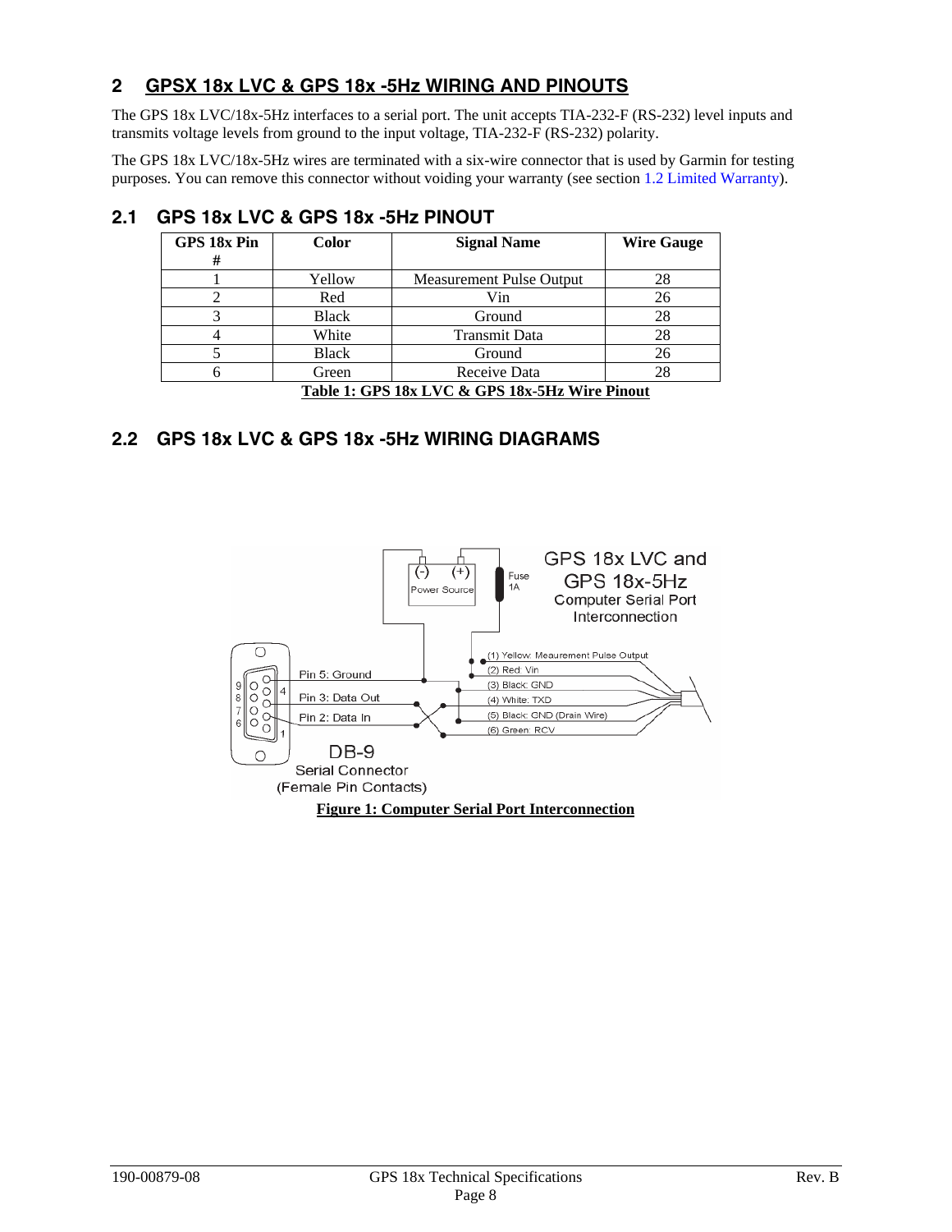## 2 GPSX 18x LVC & GPS 18x -5Hz WIRING AND PINOUTS

The GPS 18x LVC/18x-5Hz interfaces to a serial port. The unit accepts TIA-232-F (RS-232) level inputs and transmits voltage levels from ground to the input voltage, TIA-232-F (RS-232) polarity.

The GPS 18x LVC/18x-5Hz wires are terminated with a six-wire connector that is used by Garmin for testing purposes. You can remove this connector without voiding your warranty (see section 1.2 Limited Warranty).

### 2.1 GPS 18x LVC & GPS 18x -5Hz PINOUT

| GPS 18x Pin # | Color | Signal Name | Wire Gauge |
|---|---|---|---|
| 1 | Yellow | Measurement Pulse Output | 28 |
| 2 | Red | Vin | 26 |
| 3 | Black | Ground | 28 |
| 4 | White | Transmit Data | 28 |
| 5 | Black | Ground | 26 |
| 6 | Green | Receive Data | 28 |

**Table 1: GPS 18x LVC & GPS 18x-5Hz Wire Pinout**

### 2.2 GPS 18x LVC & GPS 18x -5Hz WIRING DIAGRAMS

**Figure 1: Computer Serial Port Interconnection**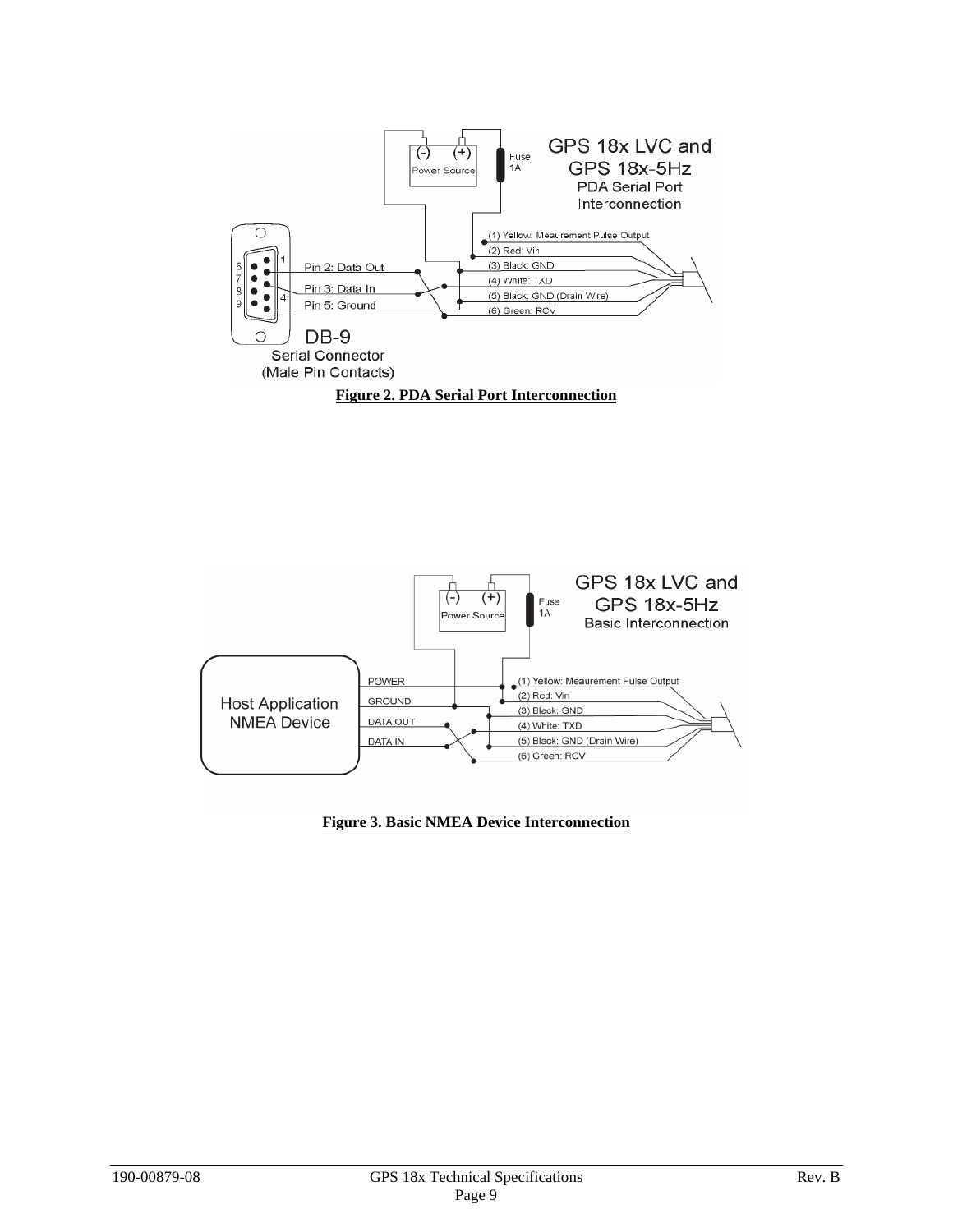GPS 18x LVC and GPS 18x-5Hz PDA Serial Port Interconnection

(1) Yellow: Meaurement Pulse Output
(2) Red: Vin
(3) Black: GND
(4) White: TXD
(5) Black: GND (Drain Wire)
(6) Green: RCV

Pin 2: Data Out
Pin 3: Data In
Pin 5: Ground

DB-9 Serial Connector (Male Pin Contacts)

Power Source (-) (+)
Fuse 1A

**Figure 2. PDA Serial Port Interconnection**

GPS 18x LVC and GPS 18x-5Hz Basic Interconnection

Host Application NMEA Device

POWER
GROUND
DATA OUT
DATA IN

(1) Yellow: Meaurement Pulse Output
(2) Red: Vin
(3) Black: GND
(4) White: TXD
(5) Black: GND (Drain Wire)
(6) Green: RCV

Power Source (-) (+)
Fuse 1A

**Figure 3. Basic NMEA Device Interconnection**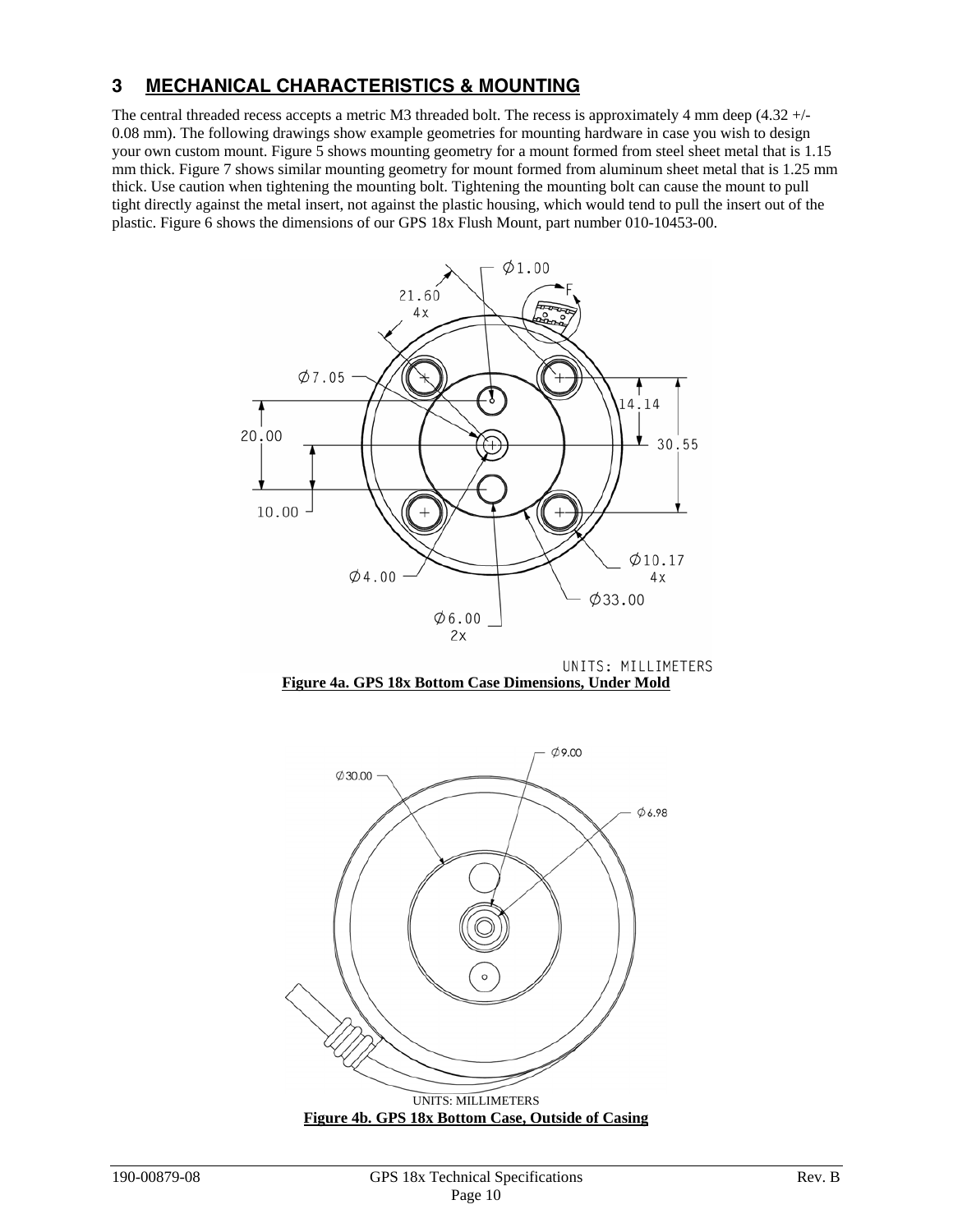## 3 MECHANICAL CHARACTERISTICS & MOUNTING

The central threaded recess accepts a metric M3 threaded bolt. The recess is approximately 4 mm deep (4.32 +/- 0.08 mm). The following drawings show example geometries for mounting hardware in case you wish to design your own custom mount. Figure 5 shows mounting geometry for a mount formed from steel sheet metal that is 1.15 mm thick. Figure 7 shows similar mounting geometry for mount formed from aluminum sheet metal that is 1.25 mm thick. Use caution when tightening the mounting bolt. Tightening the mounting bolt can cause the mount to pull tight directly against the metal insert, not against the plastic housing, which would tend to pull the insert out of the plastic. Figure 6 shows the dimensions of our GPS 18x Flush Mount, part number 010-10453-00.

**Figure 4a. GPS 18x Bottom Case Dimensions, Under Mold**

**Figure 4b. GPS 18x Bottom Case, Outside of Casing**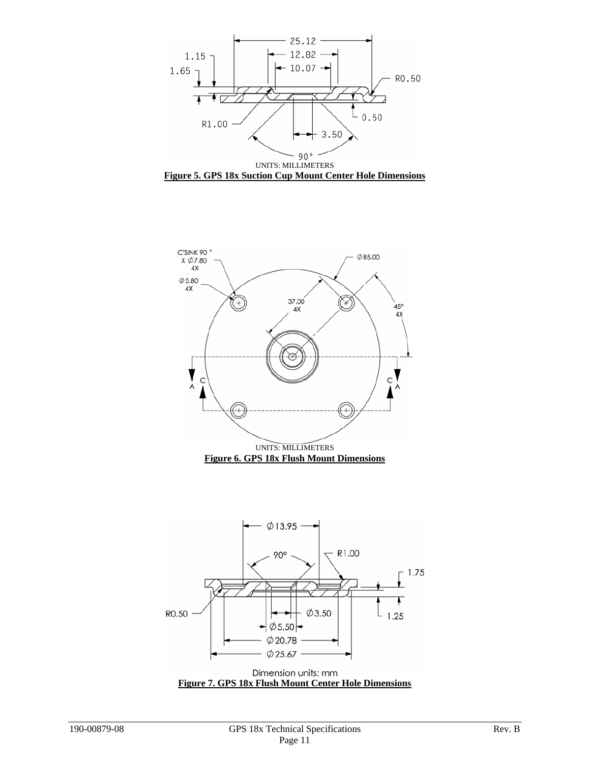UNITS: MILLIMETERS

**Figure 5. GPS 18x Suction Cup Mount Center Hole Dimensions**

UNITS: MILLIMETERS

**Figure 6. GPS 18x Flush Mount Dimensions**

Dimension units: mm

**Figure 7. GPS 18x Flush Mount Center Hole Dimensions**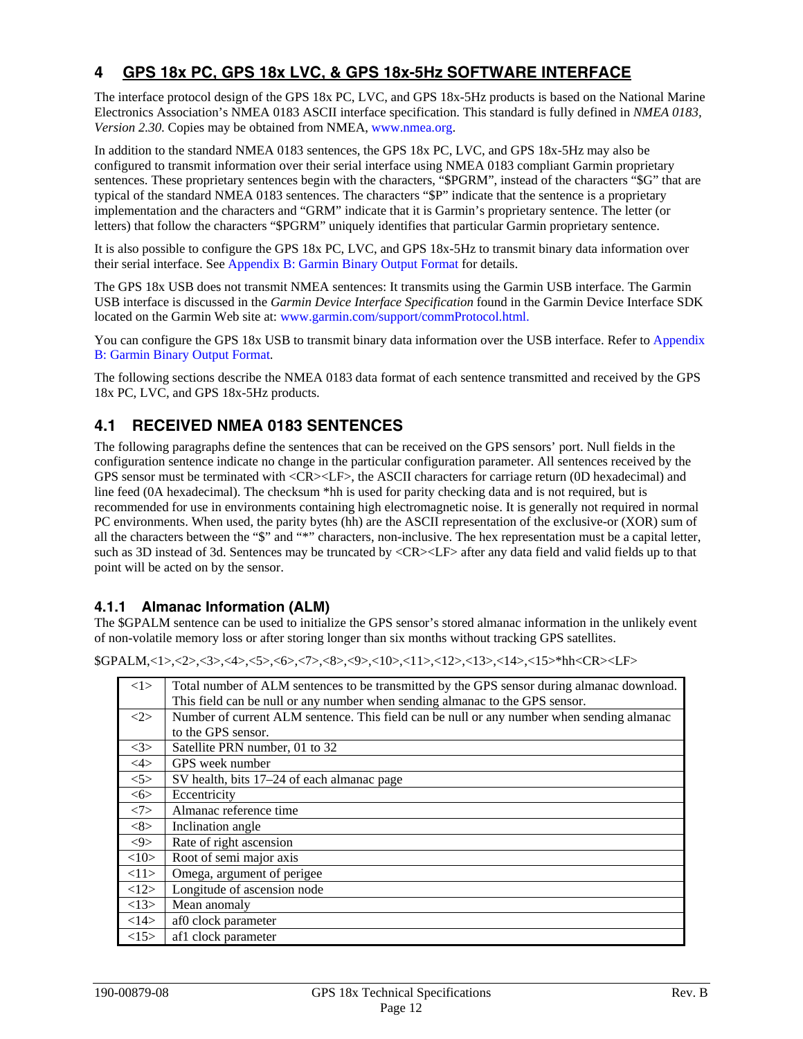# 4 GPS 18x PC, GPS 18x LVC, & GPS 18x-5Hz SOFTWARE INTERFACE

The interface protocol design of the GPS 18x PC, LVC, and GPS 18x-5Hz products is based on the National Marine Electronics Association's NMEA 0183 ASCII interface specification. This standard is fully defined in *NMEA 0183, Version 2.30*. Copies may be obtained from NMEA, www.nmea.org.

In addition to the standard NMEA 0183 sentences, the GPS 18x PC, LVC, and GPS 18x-5Hz may also be configured to transmit information over their serial interface using NMEA 0183 compliant Garmin proprietary sentences. These proprietary sentences begin with the characters, "$PGRM", instead of the characters "$G" that are typical of the standard NMEA 0183 sentences. The characters "$P" indicate that the sentence is a proprietary implementation and the characters and "GRM" indicate that it is Garmin's proprietary sentence. The letter (or letters) that follow the characters "$PGRM" uniquely identifies that particular Garmin proprietary sentence.

It is also possible to configure the GPS 18x PC, LVC, and GPS 18x-5Hz to transmit binary data information over their serial interface. See Appendix B: Garmin Binary Output Format for details.

The GPS 18x USB does not transmit NMEA sentences: It transmits using the Garmin USB interface. The Garmin USB interface is discussed in the *Garmin Device Interface Specification* found in the Garmin Device Interface SDK located on the Garmin Web site at: www.garmin.com/support/commProtocol.html.

You can configure the GPS 18x USB to transmit binary data information over the USB interface. Refer to Appendix B: Garmin Binary Output Format.

The following sections describe the NMEA 0183 data format of each sentence transmitted and received by the GPS 18x PC, LVC, and GPS 18x-5Hz products.

## 4.1 RECEIVED NMEA 0183 SENTENCES

The following paragraphs define the sentences that can be received on the GPS sensors' port. Null fields in the configuration sentence indicate no change in the particular configuration parameter. All sentences received by the GPS sensor must be terminated with <CR><LF>, the ASCII characters for carriage return (0D hexadecimal) and line feed (0A hexadecimal). The checksum *hh is used for parity checking data and is not required, but is recommended for use in environments containing high electromagnetic noise. It is generally not required in normal PC environments. When used, the parity bytes (hh) are the ASCII representation of the exclusive-or (XOR) sum of all the characters between the "$" and "*" characters, non-inclusive. The hex representation must be a capital letter, such as 3D instead of 3d. Sentences may be truncated by <CR><LF> after any data field and valid fields up to that point will be acted on by the sensor.

### 4.1.1 Almanac Information (ALM)

The $GPALM sentence can be used to initialize the GPS sensor's stored almanac information in the unlikely event of non-volatile memory loss or after storing longer than six months without tracking GPS satellites.

$GPALM,<1>,<2>,<3>,<4>,<5>,<6>,<7>,<8>,<9>,<10>,<11>,<12>,<13>,<14>,<15>*hh<CR><LF>

| Field | Description |
|---|---|
| <1> | Total number of ALM sentences to be transmitted by the GPS sensor during almanac download. This field can be null or any number when sending almanac to the GPS sensor. |
| <2> | Number of current ALM sentence. This field can be null or any number when sending almanac to the GPS sensor. |
| <3> | Satellite PRN number, 01 to 32 |
| <4> | GPS week number |
| <5> | SV health, bits 17–24 of each almanac page |
| <6> | Eccentricity |
| <7> | Almanac reference time |
| <8> | Inclination angle |
| <9> | Rate of right ascension |
| <10> | Root of semi major axis |
| <11> | Omega, argument of perigee |
| <12> | Longitude of ascension node |
| <13> | Mean anomaly |
| <14> | af0 clock parameter |
| <15> | af1 clock parameter |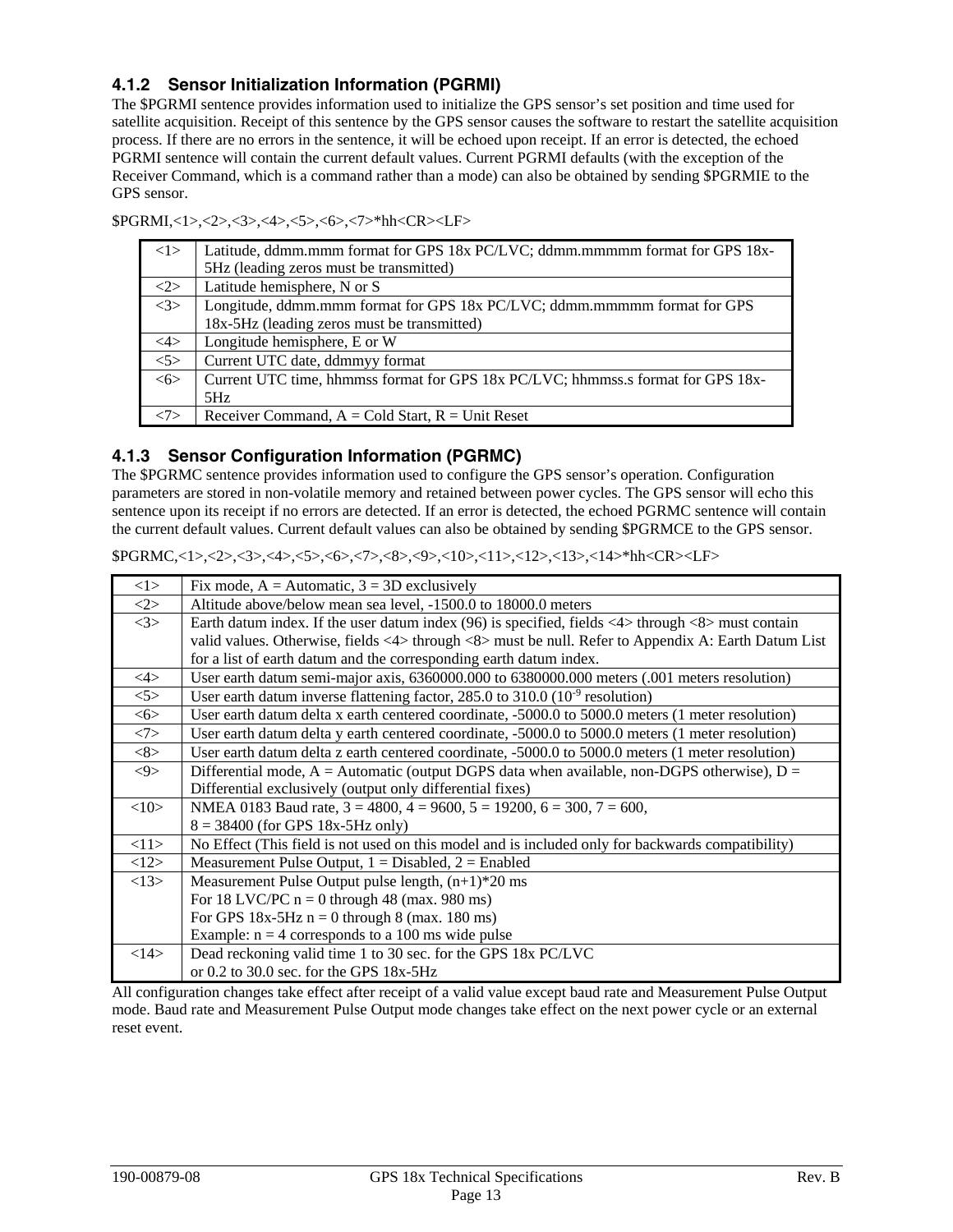### 4.1.2 Sensor Initialization Information (PGRMI)

The $PGRMI sentence provides information used to initialize the GPS sensor's set position and time used for satellite acquisition. Receipt of this sentence by the GPS sensor causes the software to restart the satellite acquisition process. If there are no errors in the sentence, it will be echoed upon receipt. If an error is detected, the echoed PGRMI sentence will contain the current default values. Current PGRMI defaults (with the exception of the Receiver Command, which is a command rather than a mode) can also be obtained by sending $PGRMIE to the GPS sensor.

$PGRMI,<1>,<2>,<3>,<4>,<5>,<6>,<7>*hh<CR><LF>

| | |
|---|---|
| <1> | Latitude, ddmm.mmm format for GPS 18x PC/LVC; ddmm.mmmmm format for GPS 18x-5Hz (leading zeros must be transmitted) |
| <2> | Latitude hemisphere, N or S |
| <3> | Longitude, ddmm.mmm format for GPS 18x PC/LVC; ddmm.mmmmm format for GPS 18x-5Hz (leading zeros must be transmitted) |
| <4> | Longitude hemisphere, E or W |
| <5> | Current UTC date, ddmmyy format |
| <6> | Current UTC time, hhmmss format for GPS 18x PC/LVC; hhmmss.s format for GPS 18x-5Hz |
| <7> | Receiver Command, A = Cold Start, R = Unit Reset |

### 4.1.3 Sensor Configuration Information (PGRMC)

The $PGRMC sentence provides information used to configure the GPS sensor's operation. Configuration parameters are stored in non-volatile memory and retained between power cycles. The GPS sensor will echo this sentence upon its receipt if no errors are detected. If an error is detected, the echoed PGRMC sentence will contain the current default values. Current default values can also be obtained by sending $PGRMCE to the GPS sensor.

$PGRMC,<1>,<2>,<3>,<4>,<5>,<6>,<7>,<8>,<9>,<10>,<11>,<12>,<13>,<14>*hh<CR><LF>

| | |
|---|---|
| <1> | Fix mode, A = Automatic, 3 = 3D exclusively |
| <2> | Altitude above/below mean sea level, -1500.0 to 18000.0 meters |
| <3> | Earth datum index. If the user datum index (96) is specified, fields <4> through <8> must contain valid values. Otherwise, fields <4> through <8> must be null. Refer to Appendix A: Earth Datum List for a list of earth datum and the corresponding earth datum index. |
| <4> | User earth datum semi-major axis, 6360000.000 to 6380000.000 meters (.001 meters resolution) |
| <5> | User earth datum inverse flattening factor, 285.0 to 310.0 ($10^{-9}$ resolution) |
| <6> | User earth datum delta x earth centered coordinate, -5000.0 to 5000.0 meters (1 meter resolution) |
| <7> | User earth datum delta y earth centered coordinate, -5000.0 to 5000.0 meters (1 meter resolution) |
| <8> | User earth datum delta z earth centered coordinate, -5000.0 to 5000.0 meters (1 meter resolution) |
| <9> | Differential mode, A = Automatic (output DGPS data when available, non-DGPS otherwise), D = Differential exclusively (output only differential fixes) |
| <10> | NMEA 0183 Baud rate, 3 = 4800, 4 = 9600, 5 = 19200, 6 = 300, 7 = 600, 8 = 38400 (for GPS 18x-5Hz only) |
| <11> | No Effect (This field is not used on this model and is included only for backwards compatibility) |
| <12> | Measurement Pulse Output, 1 = Disabled, 2 = Enabled |
| <13> | Measurement Pulse Output pulse length, (n+1)*20 ms<br>For 18 LVC/PC n = 0 through 48 (max. 980 ms)<br>For GPS 18x-5Hz n = 0 through 8 (max. 180 ms)<br>Example: n = 4 corresponds to a 100 ms wide pulse |
| <14> | Dead reckoning valid time 1 to 30 sec. for the GPS 18x PC/LVC<br>or 0.2 to 30.0 sec. for the GPS 18x-5Hz |

All configuration changes take effect after receipt of a valid value except baud rate and Measurement Pulse Output mode. Baud rate and Measurement Pulse Output mode changes take effect on the next power cycle or an external reset event.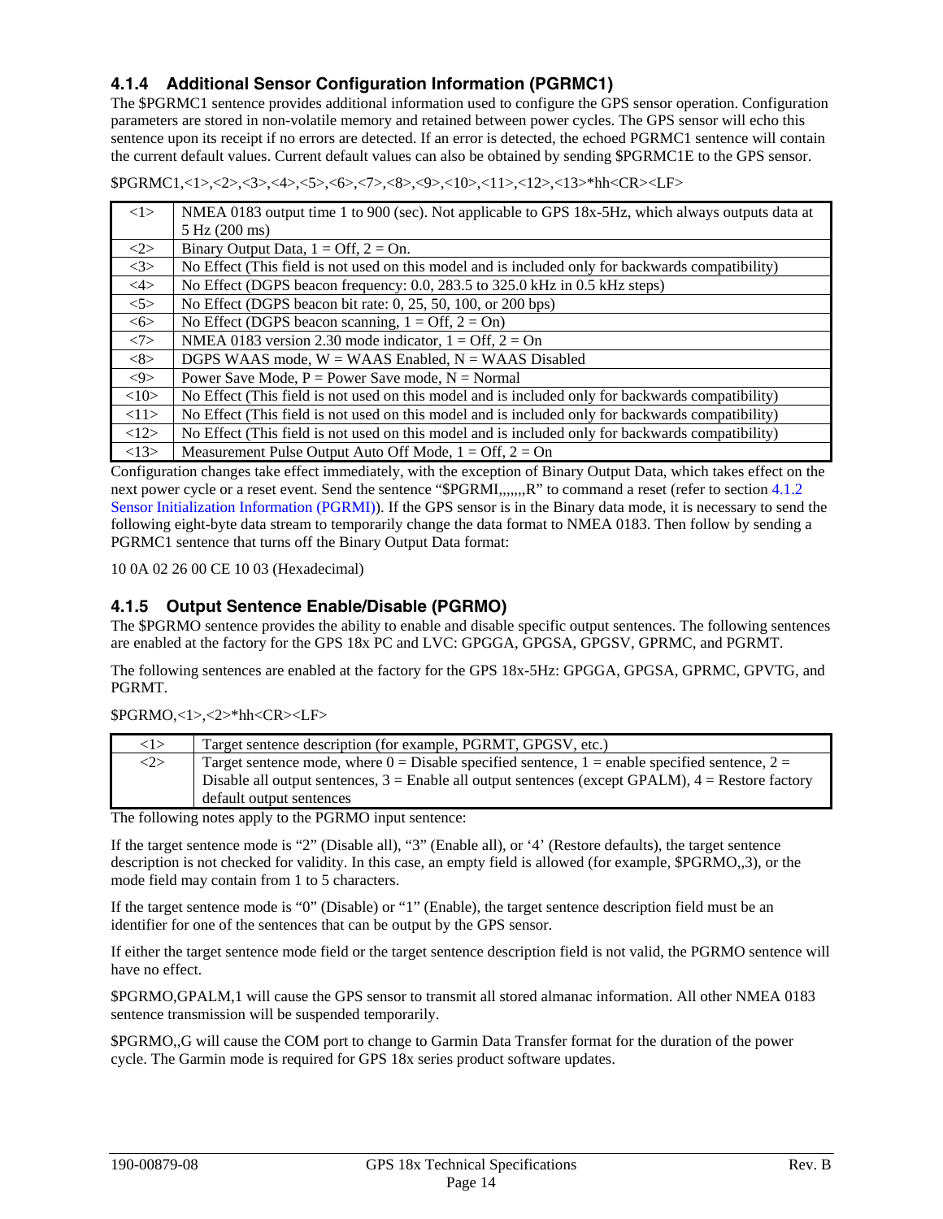### 4.1.4 Additional Sensor Configuration Information (PGRMC1)

The $PGRMC1 sentence provides additional information used to configure the GPS sensor operation. Configuration parameters are stored in non-volatile memory and retained between power cycles. The GPS sensor will echo this sentence upon its receipt if no errors are detected. If an error is detected, the echoed PGRMC1 sentence will contain the current default values. Current default values can also be obtained by sending $PGRMC1E to the GPS sensor.

$PGRMC1,<1>,<2>,<3>,<4>,<5>,<6>,<7>,<8>,<9>,<10>,<11>,<12>,<13>*hh<CR><LF>

| | |
|---|---|
| <1> | NMEA 0183 output time 1 to 900 (sec). Not applicable to GPS 18x-5Hz, which always outputs data at 5 Hz (200 ms) |
| <2> | Binary Output Data, 1 = Off, 2 = On. |
| <3> | No Effect (This field is not used on this model and is included only for backwards compatibility) |
| <4> | No Effect (DGPS beacon frequency: 0.0, 283.5 to 325.0 kHz in 0.5 kHz steps) |
| <5> | No Effect (DGPS beacon bit rate: 0, 25, 50, 100, or 200 bps) |
| <6> | No Effect (DGPS beacon scanning, 1 = Off, 2 = On) |
| <7> | NMEA 0183 version 2.30 mode indicator, 1 = Off, 2 = On |
| <8> | DGPS WAAS mode, W = WAAS Enabled, N = WAAS Disabled |
| <9> | Power Save Mode, P = Power Save mode, N = Normal |
| <10> | No Effect (This field is not used on this model and is included only for backwards compatibility) |
| <11> | No Effect (This field is not used on this model and is included only for backwards compatibility) |
| <12> | No Effect (This field is not used on this model and is included only for backwards compatibility) |
| <13> | Measurement Pulse Output Auto Off Mode, 1 = Off, 2 = On |

Configuration changes take effect immediately, with the exception of Binary Output Data, which takes effect on the next power cycle or a reset event. Send the sentence "$PGRMI,,,,,,,R" to command a reset (refer to section 4.1.2 Sensor Initialization Information (PGRMI)). If the GPS sensor is in the Binary data mode, it is necessary to send the following eight-byte data stream to temporarily change the data format to NMEA 0183. Then follow by sending a PGRMC1 sentence that turns off the Binary Output Data format:

10 0A 02 26 00 CE 10 03 (Hexadecimal)

### 4.1.5 Output Sentence Enable/Disable (PGRMO)

The $PGRMO sentence provides the ability to enable and disable specific output sentences. The following sentences are enabled at the factory for the GPS 18x PC and LVC: GPGGA, GPGSA, GPGSV, GPRMC, and PGRMT.

The following sentences are enabled at the factory for the GPS 18x-5Hz: GPGGA, GPGSA, GPRMC, GPVTG, and PGRMT.

$PGRMO,<1>,<2>*hh<CR><LF>

| | |
|---|---|
| <1> | Target sentence description (for example, PGRMT, GPGSV, etc.) |
| <2> | Target sentence mode, where 0 = Disable specified sentence, 1 = enable specified sentence, 2 = Disable all output sentences, 3 = Enable all output sentences (except GPALM), 4 = Restore factory default output sentences |

The following notes apply to the PGRMO input sentence:

If the target sentence mode is "2" (Disable all), "3" (Enable all), or '4' (Restore defaults), the target sentence description is not checked for validity. In this case, an empty field is allowed (for example, $PGRMO,,3), or the mode field may contain from 1 to 5 characters.

If the target sentence mode is "0" (Disable) or "1" (Enable), the target sentence description field must be an identifier for one of the sentences that can be output by the GPS sensor.

If either the target sentence mode field or the target sentence description field is not valid, the PGRMO sentence will have no effect.

$PGRMO,GPALM,1 will cause the GPS sensor to transmit all stored almanac information. All other NMEA 0183 sentence transmission will be suspended temporarily.

$PGRMO,,G will cause the COM port to change to Garmin Data Transfer format for the duration of the power cycle. The Garmin mode is required for GPS 18x series product software updates.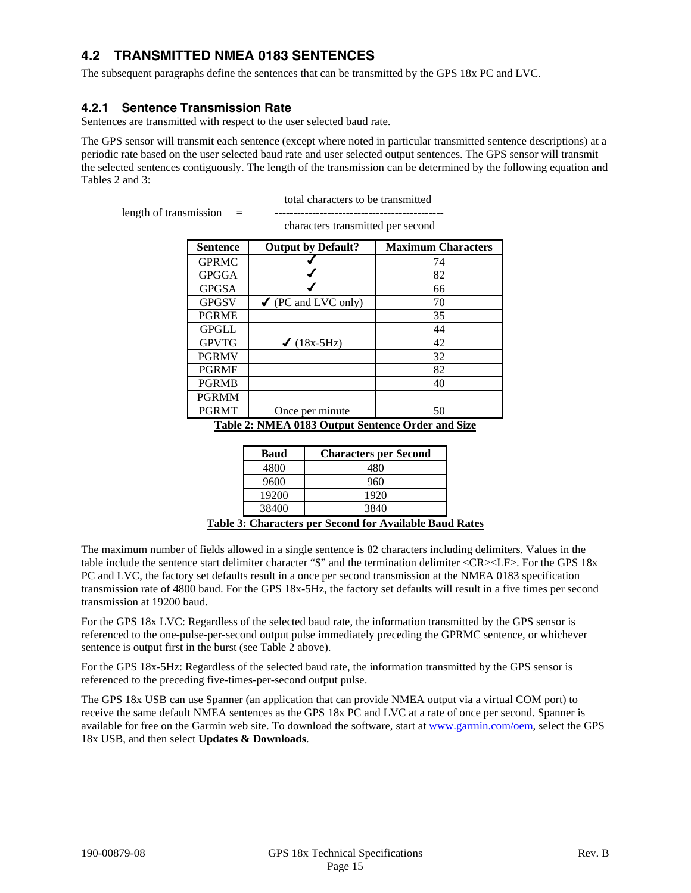## 4.2 TRANSMITTED NMEA 0183 SENTENCES

The subsequent paragraphs define the sentences that can be transmitted by the GPS 18x PC and LVC.

### 4.2.1 Sentence Transmission Rate

Sentences are transmitted with respect to the user selected baud rate.

The GPS sensor will transmit each sentence (except where noted in particular transmitted sentence descriptions) at a periodic rate based on the user selected baud rate and user selected output sentences. The GPS sensor will transmit the selected sentences contiguously. The length of the transmission can be determined by the following equation and Tables 2 and 3:

$$\text{length of transmission} = \frac{\text{total characters to be transmitted}}{\text{characters transmitted per second}}$$

| Sentence | Output by Default? | Maximum Characters |
|---|---|---|
| GPRMC | ✓ | 74 |
| GPGGA | ✓ | 82 |
| GPGSA | ✓ | 66 |
| GPGSV | ✓ (PC and LVC only) | 70 |
| PGRME | | 35 |
| GPGLL | | 44 |
| GPVTG | ✓ (18x-5Hz) | 42 |
| PGRMV | | 32 |
| PGRMF | | 82 |
| PGRMB | | 40 |
| PGRMM | | |
| PGRMT | Once per minute | 50 |

**Table 2: NMEA 0183 Output Sentence Order and Size**

| Baud | Characters per Second |
|---|---|
| 4800 | 480 |
| 9600 | 960 |
| 19200 | 1920 |
| 38400 | 3840 |

**Table 3: Characters per Second for Available Baud Rates**

The maximum number of fields allowed in a single sentence is 82 characters including delimiters. Values in the table include the sentence start delimiter character "$" and the termination delimiter <CR><LF>. For the GPS 18x PC and LVC, the factory set defaults result in a once per second transmission at the NMEA 0183 specification transmission rate of 4800 baud. For the GPS 18x-5Hz, the factory set defaults will result in a five times per second transmission at 19200 baud.

For the GPS 18x LVC: Regardless of the selected baud rate, the information transmitted by the GPS sensor is referenced to the one-pulse-per-second output pulse immediately preceding the GPRMC sentence, or whichever sentence is output first in the burst (see Table 2 above).

For the GPS 18x-5Hz: Regardless of the selected baud rate, the information transmitted by the GPS sensor is referenced to the preceding five-times-per-second output pulse.

The GPS 18x USB can use Spanner (an application that can provide NMEA output via a virtual COM port) to receive the same default NMEA sentences as the GPS 18x PC and LVC at a rate of once per second. Spanner is available for free on the Garmin web site. To download the software, start at www.garmin.com/oem, select the GPS 18x USB, and then select **Updates & Downloads**.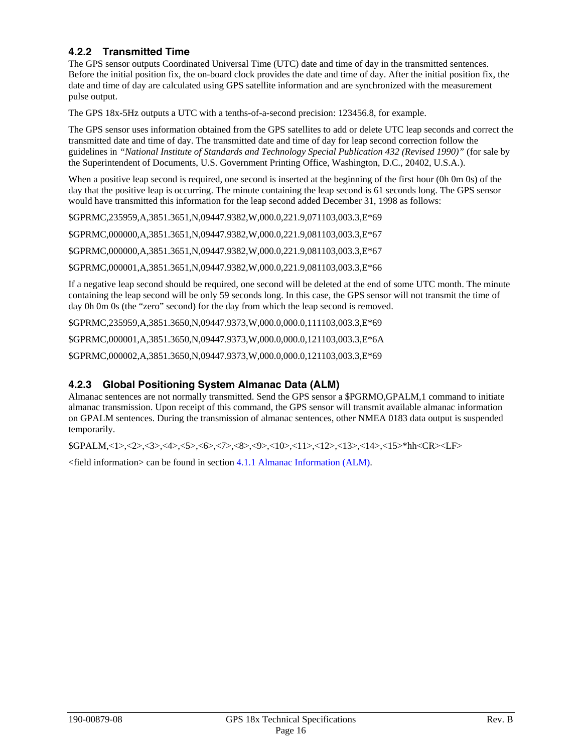### 4.2.2 Transmitted Time

The GPS sensor outputs Coordinated Universal Time (UTC) date and time of day in the transmitted sentences. Before the initial position fix, the on-board clock provides the date and time of day. After the initial position fix, the date and time of day are calculated using GPS satellite information and are synchronized with the measurement pulse output.

The GPS 18x-5Hz outputs a UTC with a tenths-of-a-second precision: 123456.8, for example.

The GPS sensor uses information obtained from the GPS satellites to add or delete UTC leap seconds and correct the transmitted date and time of day. The transmitted date and time of day for leap second correction follow the guidelines in *"National Institute of Standards and Technology Special Publication 432 (Revised 1990)"* (for sale by the Superintendent of Documents, U.S. Government Printing Office, Washington, D.C., 20402, U.S.A.).

When a positive leap second is required, one second is inserted at the beginning of the first hour (0h 0m 0s) of the day that the positive leap is occurring. The minute containing the leap second is 61 seconds long. The GPS sensor would have transmitted this information for the leap second added December 31, 1998 as follows:

$GPRMC,235959,A,3851.3651,N,09447.9382,W,000.0,221.9,071103,003.3,E*69

$GPRMC,000000,A,3851.3651,N,09447.9382,W,000.0,221.9,081103,003.3,E*67

$GPRMC,000000,A,3851.3651,N,09447.9382,W,000.0,221.9,081103,003.3,E*67

$GPRMC,000001,A,3851.3651,N,09447.9382,W,000.0,221.9,081103,003.3,E*66

If a negative leap second should be required, one second will be deleted at the end of some UTC month. The minute containing the leap second will be only 59 seconds long. In this case, the GPS sensor will not transmit the time of day 0h 0m 0s (the "zero" second) for the day from which the leap second is removed.

$GPRMC,235959,A,3851.3650,N,09447.9373,W,000.0,000.0,111103,003.3,E*69

$GPRMC,000001,A,3851.3650,N,09447.9373,W,000.0,000.0,121103,003.3,E*6A

$GPRMC,000002,A,3851.3650,N,09447.9373,W,000.0,000.0,121103,003.3,E*69

### 4.2.3 Global Positioning System Almanac Data (ALM)

Almanac sentences are not normally transmitted. Send the GPS sensor a $PGRMO,GPALM,1 command to initiate almanac transmission. Upon receipt of this command, the GPS sensor will transmit available almanac information on GPALM sentences. During the transmission of almanac sentences, other NMEA 0183 data output is suspended temporarily.

$GPALM,<1>,<2>,<3>,<4>,<5>,<6>,<7>,<8>,<9>,<10>,<11>,<12>,<13>,<14>,<15>*hh<CR><LF>

<field information> can be found in section 4.1.1 Almanac Information (ALM).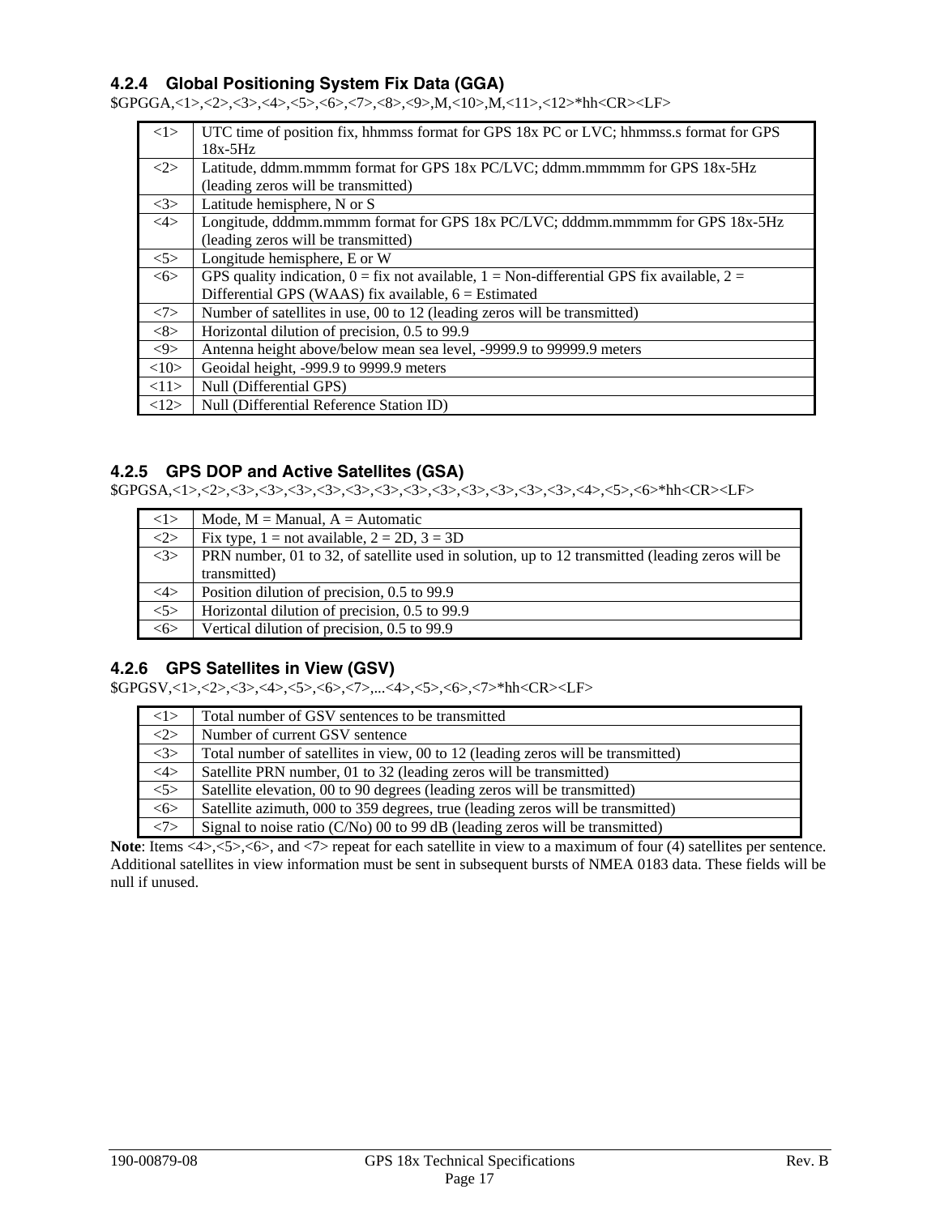### 4.2.4 Global Positioning System Fix Data (GGA)

$GPGGA,<1>,<2>,<3>,<4>,<5>,<6>,<7>,<8>,<9>,M,<10>,M,<11>,<12>*hh<CR><LF>

| | |
|---|---|
| <1> | UTC time of position fix, hhmmss format for GPS 18x PC or LVC; hhmmss.s format for GPS 18x-5Hz |
| <2> | Latitude, ddmm.mmmm format for GPS 18x PC/LVC; ddmm.mmmmm for GPS 18x-5Hz (leading zeros will be transmitted) |
| <3> | Latitude hemisphere, N or S |
| <4> | Longitude, dddmm.mmmm format for GPS 18x PC/LVC; dddmm.mmmmm for GPS 18x-5Hz (leading zeros will be transmitted) |
| <5> | Longitude hemisphere, E or W |
| <6> | GPS quality indication, 0 = fix not available, 1 = Non-differential GPS fix available, 2 = Differential GPS (WAAS) fix available, 6 = Estimated |
| <7> | Number of satellites in use, 00 to 12 (leading zeros will be transmitted) |
| <8> | Horizontal dilution of precision, 0.5 to 99.9 |
| <9> | Antenna height above/below mean sea level, -9999.9 to 99999.9 meters |
| <10> | Geoidal height, -999.9 to 9999.9 meters |
| <11> | Null (Differential GPS) |
| <12> | Null (Differential Reference Station ID) |

### 4.2.5 GPS DOP and Active Satellites (GSA)

$GPGSA,<1>,<2>,<3>,<3>,<3>,<3>,<3>,<3>,<3>,<3>,<3>,<3>,<3>,<3>,<4>,<5>,<6>*hh<CR><LF>

| | |
|---|---|
| <1> | Mode, M = Manual, A = Automatic |
| <2> | Fix type, 1 = not available, 2 = 2D, 3 = 3D |
| <3> | PRN number, 01 to 32, of satellite used in solution, up to 12 transmitted (leading zeros will be transmitted) |
| <4> | Position dilution of precision, 0.5 to 99.9 |
| <5> | Horizontal dilution of precision, 0.5 to 99.9 |
| <6> | Vertical dilution of precision, 0.5 to 99.9 |

### 4.2.6 GPS Satellites in View (GSV)

$GPGSV,<1>,<2>,<3>,<4>,<5>,<6>,<7>,...<4>,<5>,<6>,<7>*hh<CR><LF>

| | |
|---|---|
| <1> | Total number of GSV sentences to be transmitted |
| <2> | Number of current GSV sentence |
| <3> | Total number of satellites in view, 00 to 12 (leading zeros will be transmitted) |
| <4> | Satellite PRN number, 01 to 32 (leading zeros will be transmitted) |
| <5> | Satellite elevation, 00 to 90 degrees (leading zeros will be transmitted) |
| <6> | Satellite azimuth, 000 to 359 degrees, true (leading zeros will be transmitted) |
| <7> | Signal to noise ratio (C/No) 00 to 99 dB (leading zeros will be transmitted) |

**Note**: Items <4>,<5>,<6>, and <7> repeat for each satellite in view to a maximum of four (4) satellites per sentence. Additional satellites in view information must be sent in subsequent bursts of NMEA 0183 data. These fields will be null if unused.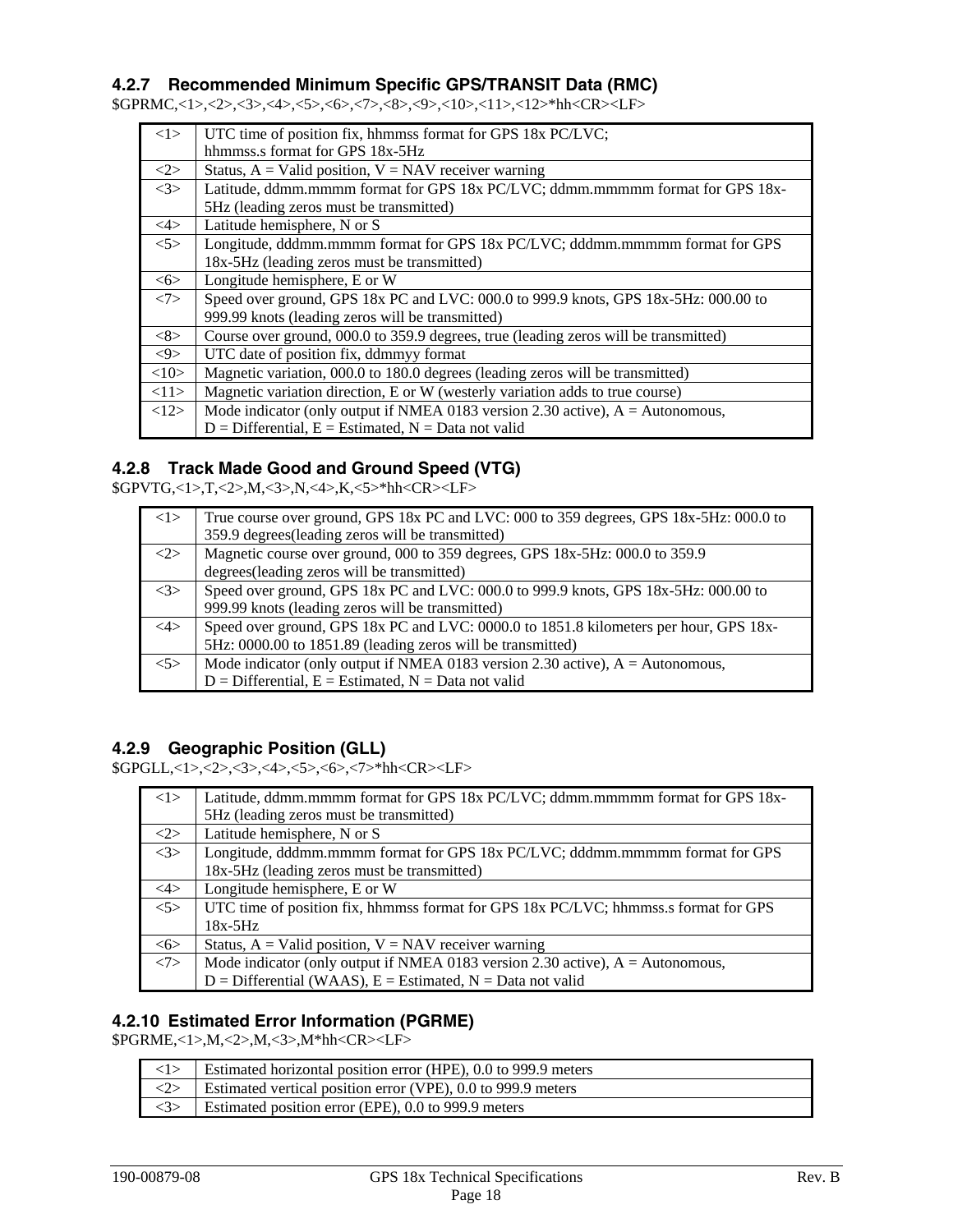### 4.2.7 Recommended Minimum Specific GPS/TRANSIT Data (RMC)

$GPRMC,<1>,<2>,<3>,<4>,<5>,<6>,<7>,<8>,<9>,<10>,<11>,<12>*hh<CR><LF>

| | |
|---|---|
| <1> | UTC time of position fix, hhmmss format for GPS 18x PC/LVC; hhmmss.s format for GPS 18x-5Hz |
| <2> | Status, A = Valid position, V = NAV receiver warning |
| <3> | Latitude, ddmm.mmmm format for GPS 18x PC/LVC; ddmm.mmmmm format for GPS 18x-5Hz (leading zeros must be transmitted) |
| <4> | Latitude hemisphere, N or S |
| <5> | Longitude, dddmm.mmmm format for GPS 18x PC/LVC; dddmm.mmmmm format for GPS 18x-5Hz (leading zeros must be transmitted) |
| <6> | Longitude hemisphere, E or W |
| <7> | Speed over ground, GPS 18x PC and LVC: 000.0 to 999.9 knots, GPS 18x-5Hz: 000.00 to 999.99 knots (leading zeros will be transmitted) |
| <8> | Course over ground, 000.0 to 359.9 degrees, true (leading zeros will be transmitted) |
| <9> | UTC date of position fix, ddmmyy format |
| <10> | Magnetic variation, 000.0 to 180.0 degrees (leading zeros will be transmitted) |
| <11> | Magnetic variation direction, E or W (westerly variation adds to true course) |
| <12> | Mode indicator (only output if NMEA 0183 version 2.30 active), A = Autonomous, D = Differential, E = Estimated, N = Data not valid |

### 4.2.8 Track Made Good and Ground Speed (VTG)

$GPVTG,<1>,T,<2>,M,<3>,N,<4>,K,<5>*hh<CR><LF>

| | |
|---|---|
| <1> | True course over ground, GPS 18x PC and LVC: 000 to 359 degrees, GPS 18x-5Hz: 000.0 to 359.9 degrees(leading zeros will be transmitted) |
| <2> | Magnetic course over ground, 000 to 359 degrees, GPS 18x-5Hz: 000.0 to 359.9 degrees(leading zeros will be transmitted) |
| <3> | Speed over ground, GPS 18x PC and LVC: 000.0 to 999.9 knots, GPS 18x-5Hz: 000.00 to 999.99 knots (leading zeros will be transmitted) |
| <4> | Speed over ground, GPS 18x PC and LVC: 0000.0 to 1851.8 kilometers per hour, GPS 18x-5Hz: 0000.00 to 1851.89 (leading zeros will be transmitted) |
| <5> | Mode indicator (only output if NMEA 0183 version 2.30 active), A = Autonomous, D = Differential, E = Estimated, N = Data not valid |

### 4.2.9 Geographic Position (GLL)

$GPGLL,<1>,<2>,<3>,<4>,<5>,<6>,<7>*hh<CR><LF>

| | |
|---|---|
| <1> | Latitude, ddmm.mmmm format for GPS 18x PC/LVC; ddmm.mmmmm format for GPS 18x-5Hz (leading zeros must be transmitted) |
| <2> | Latitude hemisphere, N or S |
| <3> | Longitude, dddmm.mmmm format for GPS 18x PC/LVC; dddmm.mmmmm format for GPS 18x-5Hz (leading zeros must be transmitted) |
| <4> | Longitude hemisphere, E or W |
| <5> | UTC time of position fix, hhmmss format for GPS 18x PC/LVC; hhmmss.s format for GPS 18x-5Hz |
| <6> | Status, A = Valid position, V = NAV receiver warning |
| <7> | Mode indicator (only output if NMEA 0183 version 2.30 active), A = Autonomous, D = Differential (WAAS), E = Estimated, N = Data not valid |

### 4.2.10 Estimated Error Information (PGRME)

$PGRME,<1>,M,<2>,M,<3>,M*hh<CR><LF>

| | |
|---|---|
| <1> | Estimated horizontal position error (HPE), 0.0 to 999.9 meters |
| <2> | Estimated vertical position error (VPE), 0.0 to 999.9 meters |
| <3> | Estimated position error (EPE), 0.0 to 999.9 meters |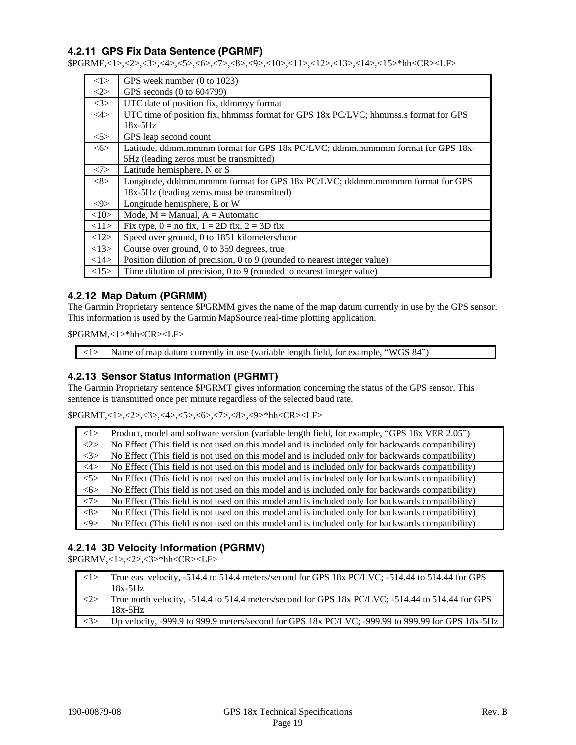### 4.2.11 GPS Fix Data Sentence (PGRMF)

$PGRMF,<1>,<2>,<3>,<4>,<5>,<6>,<7>,<8>,<9>,<10>,<11>,<12>,<13>,<14>,<15>*hh<CR><LF>

| | |
|---|---|
| <1> | GPS week number (0 to 1023) |
| <2> | GPS seconds (0 to 604799) |
| <3> | UTC date of position fix, ddmmyy format |
| <4> | UTC time of position fix, hhmmss format for GPS 18x PC/LVC; hhmmss.s format for GPS 18x-5Hz |
| <5> | GPS leap second count |
| <6> | Latitude, ddmm.mmmm format for GPS 18x PC/LVC; ddmm.mmmmm format for GPS 18x-5Hz (leading zeros must be transmitted) |
| <7> | Latitude hemisphere, N or S |
| <8> | Longitude, dddmm.mmmm format for GPS 18x PC/LVC; dddmm.mmmmm format for GPS 18x-5Hz (leading zeros must be transmitted) |
| <9> | Longitude hemisphere, E or W |
| <10> | Mode, M = Manual, A = Automatic |
| <11> | Fix type, 0 = no fix, 1 = 2D fix, 2 = 3D fix |
| <12> | Speed over ground, 0 to 1851 kilometers/hour |
| <13> | Course over ground, 0 to 359 degrees, true |
| <14> | Position dilution of precision, 0 to 9 (rounded to nearest integer value) |
| <15> | Time dilution of precision, 0 to 9 (rounded to nearest integer value) |

### 4.2.12 Map Datum (PGRMM)

The Garmin Proprietary sentence $PGRMM gives the name of the map datum currently in use by the GPS sensor. This information is used by the Garmin MapSource real-time plotting application.

$PGRMM,<1>*hh<CR><LF>

| | |
|---|---|
| <1> | Name of map datum currently in use (variable length field, for example, "WGS 84") |

### 4.2.13 Sensor Status Information (PGRMT)

The Garmin Proprietary sentence $PGRMT gives information concerning the status of the GPS sensor. This sentence is transmitted once per minute regardless of the selected baud rate.

$PGRMT,<1>,<2>,<3>,<4>,<5>,<6>,<7>,<8>,<9>*hh<CR><LF>

| | |
|---|---|
| <1> | Product, model and software version (variable length field, for example, "GPS 18x VER 2.05") |
| <2> | No Effect (This field is not used on this model and is included only for backwards compatibility) |
| <3> | No Effect (This field is not used on this model and is included only for backwards compatibility) |
| <4> | No Effect (This field is not used on this model and is included only for backwards compatibility) |
| <5> | No Effect (This field is not used on this model and is included only for backwards compatibility) |
| <6> | No Effect (This field is not used on this model and is included only for backwards compatibility) |
| <7> | No Effect (This field is not used on this model and is included only for backwards compatibility) |
| <8> | No Effect (This field is not used on this model and is included only for backwards compatibility) |
| <9> | No Effect (This field is not used on this model and is included only for backwards compatibility) |

### 4.2.14 3D Velocity Information (PGRMV)

$PGRMV,<1>,<2>,<3>*hh<CR><LF>

| | |
|---|---|
| <1> | True east velocity, -514.4 to 514.4 meters/second for GPS 18x PC/LVC; -514.44 to 514.44 for GPS 18x-5Hz |
| <2> | True north velocity, -514.4 to 514.4 meters/second for GPS 18x PC/LVC; -514.44 to 514.44 for GPS 18x-5Hz |
| <3> | Up velocity, -999.9 to 999.9 meters/second for GPS 18x PC/LVC; -999.99 to 999.99 for GPS 18x-5Hz |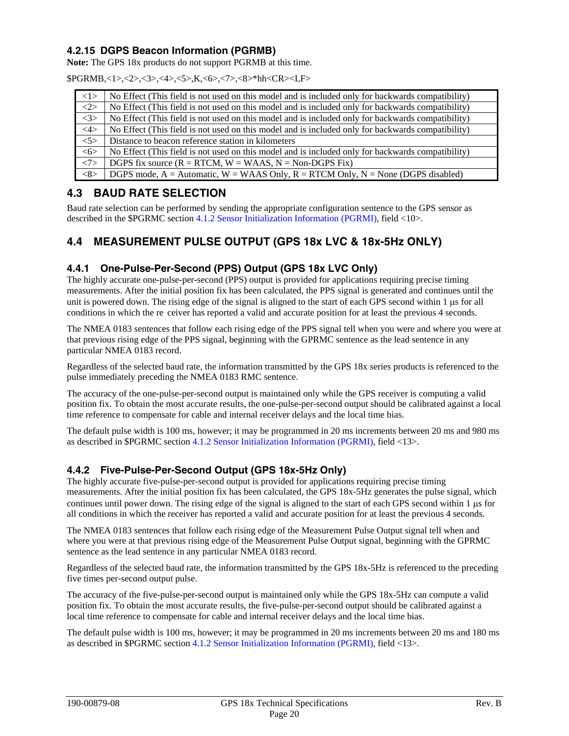### 4.2.15 DGPS Beacon Information (PGRMB)

**Note:** The GPS 18x products do not support PGRMB at this time.

$PGRMB,<1>,<2>,<3>,<4>,<5>,K,<6>,<7>,<8>*hh<CR><LF>

| | |
|---|---|
| <1> | No Effect (This field is not used on this model and is included only for backwards compatibility) |
| <2> | No Effect (This field is not used on this model and is included only for backwards compatibility) |
| <3> | No Effect (This field is not used on this model and is included only for backwards compatibility) |
| <4> | No Effect (This field is not used on this model and is included only for backwards compatibility) |
| <5> | Distance to beacon reference station in kilometers |
| <6> | No Effect (This field is not used on this model and is included only for backwards compatibility) |
| <7> | DGPS fix source (R = RTCM, W = WAAS, N = Non-DGPS Fix) |
| <8> | DGPS mode, A = Automatic, W = WAAS Only, R = RTCM Only, N = None (DGPS disabled) |

## 4.3 BAUD RATE SELECTION

Baud rate selection can be performed by sending the appropriate configuration sentence to the GPS sensor as described in the $PGRMC section 4.1.2 Sensor Initialization Information (PGRMI), field <10>.

## 4.4 MEASUREMENT PULSE OUTPUT (GPS 18x LVC & 18x-5Hz ONLY)

### 4.4.1 One-Pulse-Per-Second (PPS) Output (GPS 18x LVC Only)

The highly accurate one-pulse-per-second (PPS) output is provided for applications requiring precise timing measurements. After the initial position fix has been calculated, the PPS signal is generated and continues until the unit is powered down. The rising edge of the signal is aligned to the start of each GPS second within 1 μs for all conditions in which the receiver has reported a valid and accurate position for at least the previous 4 seconds.

The NMEA 0183 sentences that follow each rising edge of the PPS signal tell when you were and where you were at that previous rising edge of the PPS signal, beginning with the GPRMC sentence as the lead sentence in any particular NMEA 0183 record.

Regardless of the selected baud rate, the information transmitted by the GPS 18x series products is referenced to the pulse immediately preceding the NMEA 0183 RMC sentence.

The accuracy of the one-pulse-per-second output is maintained only while the GPS receiver is computing a valid position fix. To obtain the most accurate results, the one-pulse-per-second output should be calibrated against a local time reference to compensate for cable and internal receiver delays and the local time bias.

The default pulse width is 100 ms, however; it may be programmed in 20 ms increments between 20 ms and 980 ms as described in $PGRMC section 4.1.2 Sensor Initialization Information (PGRMI), field <13>.

### 4.4.2 Five-Pulse-Per-Second Output (GPS 18x-5Hz Only)

The highly accurate five-pulse-per-second output is provided for applications requiring precise timing measurements. After the initial position fix has been calculated, the GPS 18x-5Hz generates the pulse signal, which continues until power down. The rising edge of the signal is aligned to the start of each GPS second within 1 μs for all conditions in which the receiver has reported a valid and accurate position for at least the previous 4 seconds.

The NMEA 0183 sentences that follow each rising edge of the Measurement Pulse Output signal tell when and where you were at that previous rising edge of the Measurement Pulse Output signal, beginning with the GPRMC sentence as the lead sentence in any particular NMEA 0183 record.

Regardless of the selected baud rate, the information transmitted by the GPS 18x-5Hz is referenced to the preceding five times per-second output pulse.

The accuracy of the five-pulse-per-second output is maintained only while the GPS 18x-5Hz can compute a valid position fix. To obtain the most accurate results, the five-pulse-per-second output should be calibrated against a local time reference to compensate for cable and internal receiver delays and the local time bias.

The default pulse width is 100 ms, however; it may be programmed in 20 ms increments between 20 ms and 180 ms as described in $PGRMC section 4.1.2 Sensor Initialization Information (PGRMI), field <13>.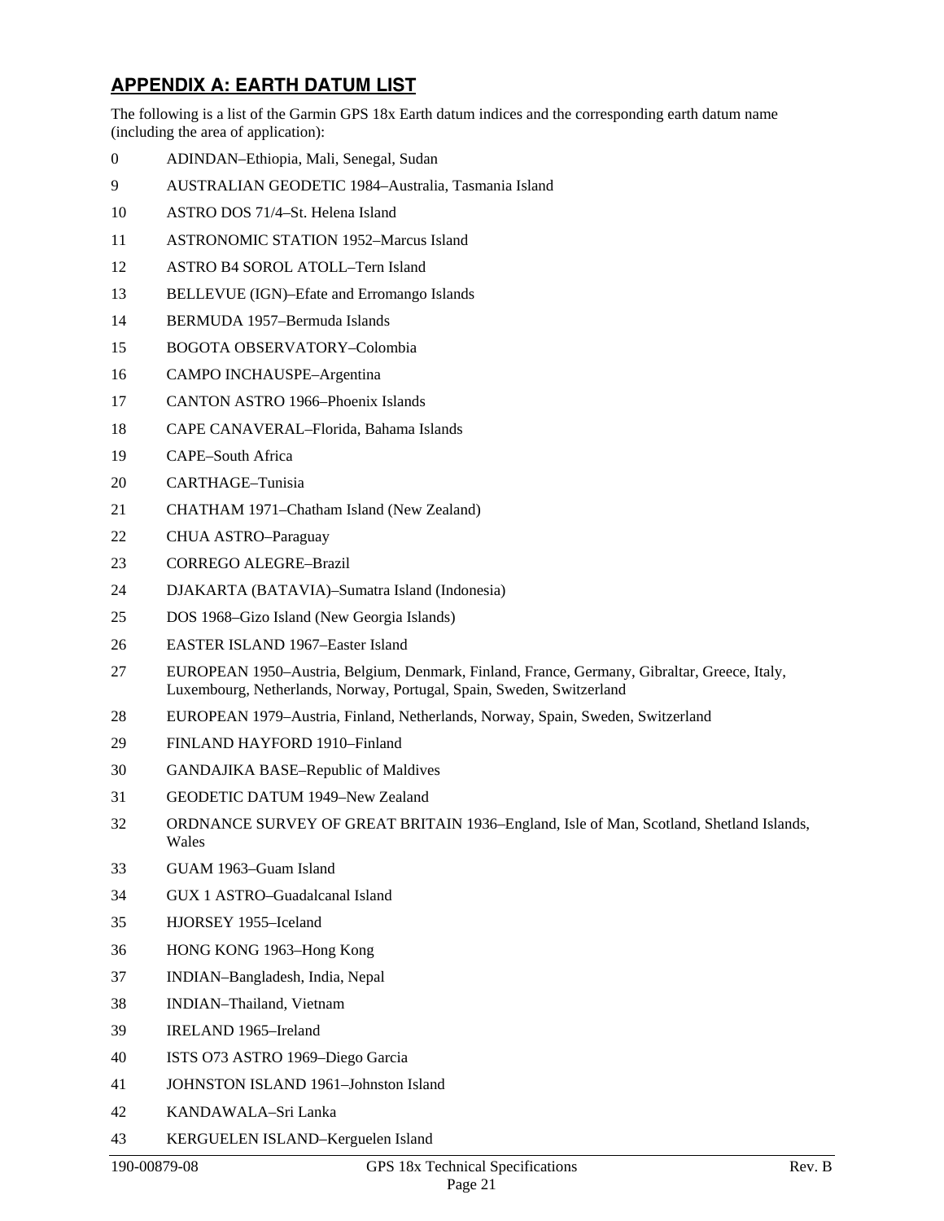## APPENDIX A: EARTH DATUM LIST

The following is a list of the Garmin GPS 18x Earth datum indices and the corresponding earth datum name (including the area of application):

0 ADINDAN–Ethiopia, Mali, Senegal, Sudan

9 AUSTRALIAN GEODETIC 1984–Australia, Tasmania Island

10 ASTRO DOS 71/4–St. Helena Island

11 ASTRONOMIC STATION 1952–Marcus Island

12 ASTRO B4 SOROL ATOLL–Tern Island

13 BELLEVUE (IGN)–Efate and Erromango Islands

14 BERMUDA 1957–Bermuda Islands

15 BOGOTA OBSERVATORY–Colombia

16 CAMPO INCHAUSPE–Argentina

17 CANTON ASTRO 1966–Phoenix Islands

18 CAPE CANAVERAL–Florida, Bahama Islands

19 CAPE–South Africa

20 CARTHAGE–Tunisia

21 CHATHAM 1971–Chatham Island (New Zealand)

22 CHUA ASTRO–Paraguay

23 CORREGO ALEGRE–Brazil

24 DJAKARTA (BATAVIA)–Sumatra Island (Indonesia)

25 DOS 1968–Gizo Island (New Georgia Islands)

26 EASTER ISLAND 1967–Easter Island

27 EUROPEAN 1950–Austria, Belgium, Denmark, Finland, France, Germany, Gibraltar, Greece, Italy, Luxembourg, Netherlands, Norway, Portugal, Spain, Sweden, Switzerland

28 EUROPEAN 1979–Austria, Finland, Netherlands, Norway, Spain, Sweden, Switzerland

29 FINLAND HAYFORD 1910–Finland

30 GANDAJIKA BASE–Republic of Maldives

31 GEODETIC DATUM 1949–New Zealand

32 ORDNANCE SURVEY OF GREAT BRITAIN 1936–England, Isle of Man, Scotland, Shetland Islands, Wales

33 GUAM 1963–Guam Island

34 GUX 1 ASTRO–Guadalcanal Island

35 HJORSEY 1955–Iceland

36 HONG KONG 1963–Hong Kong

37 INDIAN–Bangladesh, India, Nepal

38 INDIAN–Thailand, Vietnam

39 IRELAND 1965–Ireland

40 ISTS O73 ASTRO 1969–Diego Garcia

41 JOHNSTON ISLAND 1961–Johnston Island

42 KANDAWALA–Sri Lanka

43 KERGUELEN ISLAND–Kerguelen Island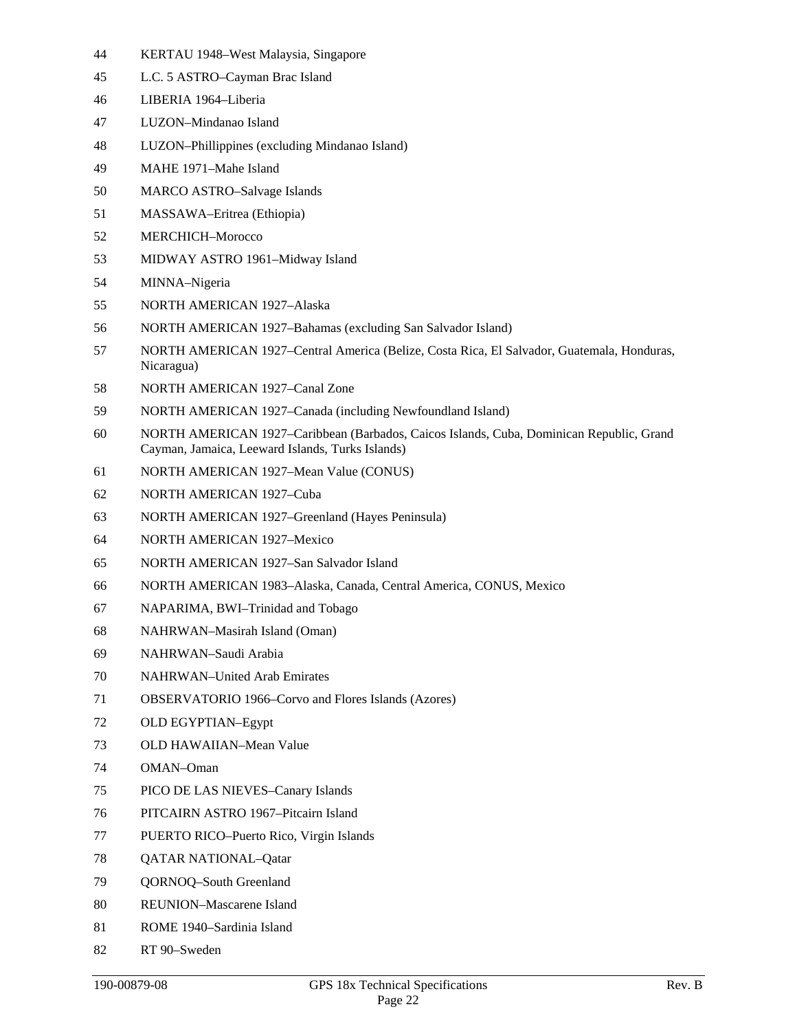44 KERTAU 1948–West Malaysia, Singapore

45 L.C. 5 ASTRO–Cayman Brac Island

46 LIBERIA 1964–Liberia

47 LUZON–Mindanao Island

48 LUZON–Phillippines (excluding Mindanao Island)

49 MAHE 1971–Mahe Island

50 MARCO ASTRO–Salvage Islands

51 MASSAWA–Eritrea (Ethiopia)

52 MERCHICH–Morocco

53 MIDWAY ASTRO 1961–Midway Island

54 MINNA–Nigeria

55 NORTH AMERICAN 1927–Alaska

56 NORTH AMERICAN 1927–Bahamas (excluding San Salvador Island)

57 NORTH AMERICAN 1927–Central America (Belize, Costa Rica, El Salvador, Guatemala, Honduras, Nicaragua)

58 NORTH AMERICAN 1927–Canal Zone

59 NORTH AMERICAN 1927–Canada (including Newfoundland Island)

60 NORTH AMERICAN 1927–Caribbean (Barbados, Caicos Islands, Cuba, Dominican Republic, Grand Cayman, Jamaica, Leeward Islands, Turks Islands)

61 NORTH AMERICAN 1927–Mean Value (CONUS)

62 NORTH AMERICAN 1927–Cuba

63 NORTH AMERICAN 1927–Greenland (Hayes Peninsula)

64 NORTH AMERICAN 1927–Mexico

65 NORTH AMERICAN 1927–San Salvador Island

66 NORTH AMERICAN 1983–Alaska, Canada, Central America, CONUS, Mexico

67 NAPARIMA, BWI–Trinidad and Tobago

68 NAHRWAN–Masirah Island (Oman)

69 NAHRWAN–Saudi Arabia

70 NAHRWAN–United Arab Emirates

71 OBSERVATORIO 1966–Corvo and Flores Islands (Azores)

72 OLD EGYPTIAN–Egypt

73 OLD HAWAIIAN–Mean Value

74 OMAN–Oman

75 PICO DE LAS NIEVES–Canary Islands

76 PITCAIRN ASTRO 1967–Pitcairn Island

77 PUERTO RICO–Puerto Rico, Virgin Islands

78 QATAR NATIONAL–Qatar

79 QORNOQ–South Greenland

80 REUNION–Mascarene Island

81 ROME 1940–Sardinia Island

82 RT 90–Sweden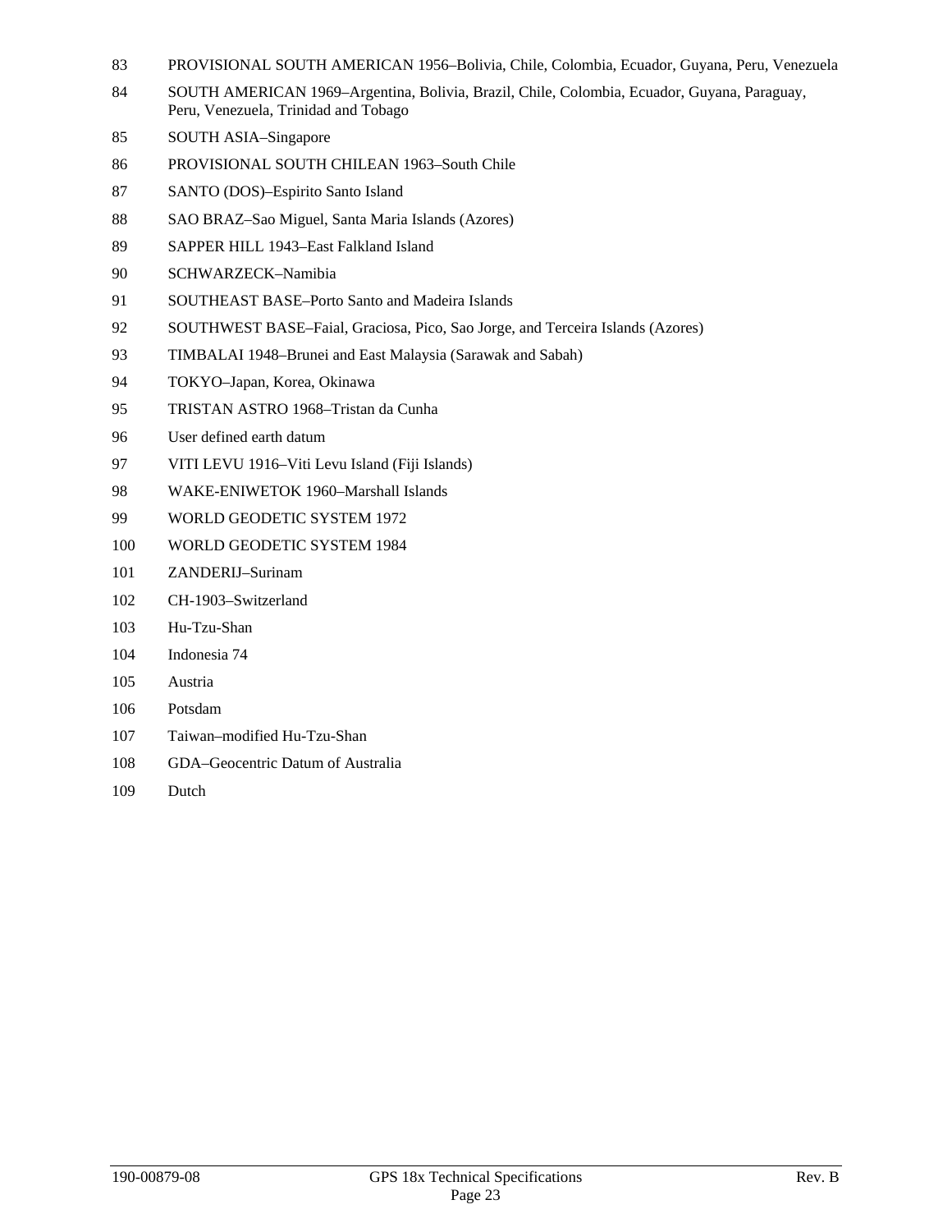83 PROVISIONAL SOUTH AMERICAN 1956–Bolivia, Chile, Colombia, Ecuador, Guyana, Peru, Venezuela

84 SOUTH AMERICAN 1969–Argentina, Bolivia, Brazil, Chile, Colombia, Ecuador, Guyana, Paraguay, Peru, Venezuela, Trinidad and Tobago

85 SOUTH ASIA–Singapore

86 PROVISIONAL SOUTH CHILEAN 1963–South Chile

87 SANTO (DOS)–Espirito Santo Island

88 SAO BRAZ–Sao Miguel, Santa Maria Islands (Azores)

89 SAPPER HILL 1943–East Falkland Island

90 SCHWARZECK–Namibia

91 SOUTHEAST BASE–Porto Santo and Madeira Islands

92 SOUTHWEST BASE–Faial, Graciosa, Pico, Sao Jorge, and Terceira Islands (Azores)

93 TIMBALAI 1948–Brunei and East Malaysia (Sarawak and Sabah)

94 TOKYO–Japan, Korea, Okinawa

95 TRISTAN ASTRO 1968–Tristan da Cunha

96 User defined earth datum

97 VITI LEVU 1916–Viti Levu Island (Fiji Islands)

98 WAKE-ENIWETOK 1960–Marshall Islands

99 WORLD GEODETIC SYSTEM 1972

100 WORLD GEODETIC SYSTEM 1984

101 ZANDERIJ–Surinam

102 CH-1903–Switzerland

103 Hu-Tzu-Shan

104 Indonesia 74

105 Austria

106 Potsdam

107 Taiwan–modified Hu-Tzu-Shan

108 GDA–Geocentric Datum of Australia

109 Dutch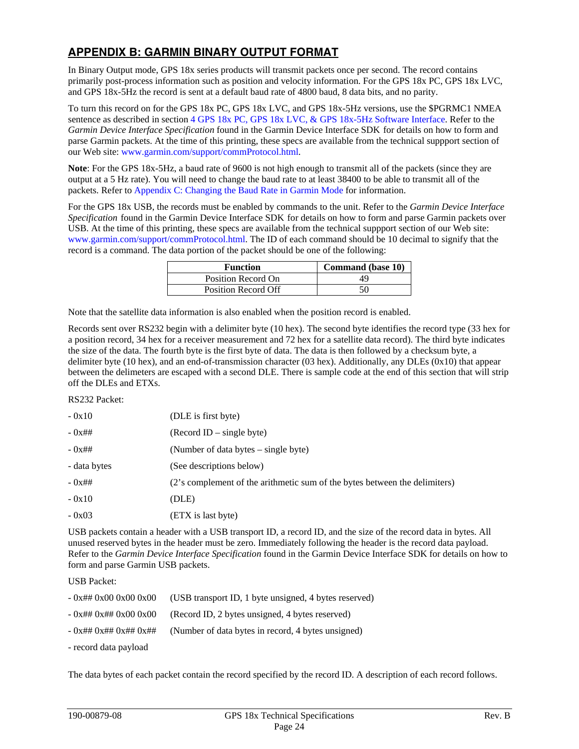## APPENDIX B: GARMIN BINARY OUTPUT FORMAT

In Binary Output mode, GPS 18x series products will transmit packets once per second. The record contains primarily post-process information such as position and velocity information. For the GPS 18x PC, GPS 18x LVC, and GPS 18x-5Hz the record is sent at a default baud rate of 4800 baud, 8 data bits, and no parity.

To turn this record on for the GPS 18x PC, GPS 18x LVC, and GPS 18x-5Hz versions, use the $PGRMC1 NMEA sentence as described in section 4 GPS 18x PC, GPS 18x LVC, & GPS 18x-5Hz Software Interface. Refer to the *Garmin Device Interface Specification* found in the Garmin Device Interface SDK for details on how to form and parse Garmin packets. At the time of this printing, these specs are available from the technical suppport section of our Web site: www.garmin.com/support/commProtocol.html.

**Note**: For the GPS 18x-5Hz, a baud rate of 9600 is not high enough to transmit all of the packets (since they are output at a 5 Hz rate). You will need to change the baud rate to at least 38400 to be able to transmit all of the packets. Refer to Appendix C: Changing the Baud Rate in Garmin Mode for information.

For the GPS 18x USB, the records must be enabled by commands to the unit. Refer to the *Garmin Device Interface Specification* found in the Garmin Device Interface SDK for details on how to form and parse Garmin packets over USB. At the time of this printing, these specs are available from the technical suppport section of our Web site: www.garmin.com/support/commProtocol.html. The ID of each command should be 10 decimal to signify that the record is a command. The data portion of the packet should be one of the following:

| Function | Command (base 10) |
|---|---|
| Position Record On | 49 |
| Position Record Off | 50 |

Note that the satellite data information is also enabled when the position record is enabled.

Records sent over RS232 begin with a delimiter byte (10 hex). The second byte identifies the record type (33 hex for a position record, 34 hex for a receiver measurement and 72 hex for a satellite data record). The third byte indicates the size of the data. The fourth byte is the first byte of data. The data is then followed by a checksum byte, a delimiter byte (10 hex), and an end-of-transmission character (03 hex). Additionally, any DLEs (0x10) that appear between the delimeters are escaped with a second DLE. There is sample code at the end of this section that will strip off the DLEs and ETXs.

RS232 Packet:

- 0x10 (DLE is first byte)
- 0x## (Record ID – single byte)
- 0x## (Number of data bytes – single byte)
- data bytes (See descriptions below)
- 0x## (2's complement of the arithmetic sum of the bytes between the delimiters)
- 0x10 (DLE)
- 0x03 (ETX is last byte)

USB packets contain a header with a USB transport ID, a record ID, and the size of the record data in bytes. All unused reserved bytes in the header must be zero. Immediately following the header is the record data payload. Refer to the *Garmin Device Interface Specification* found in the Garmin Device Interface SDK for details on how to form and parse Garmin USB packets.

USB Packet:

- 0x## 0x00 0x00 0x00 (USB transport ID, 1 byte unsigned, 4 bytes reserved)
- 0x## 0x## 0x00 0x00 (Record ID, 2 bytes unsigned, 4 bytes reserved)
- 0x## 0x## 0x## 0x## (Number of data bytes in record, 4 bytes unsigned)
- record data payload

The data bytes of each packet contain the record specified by the record ID. A description of each record follows.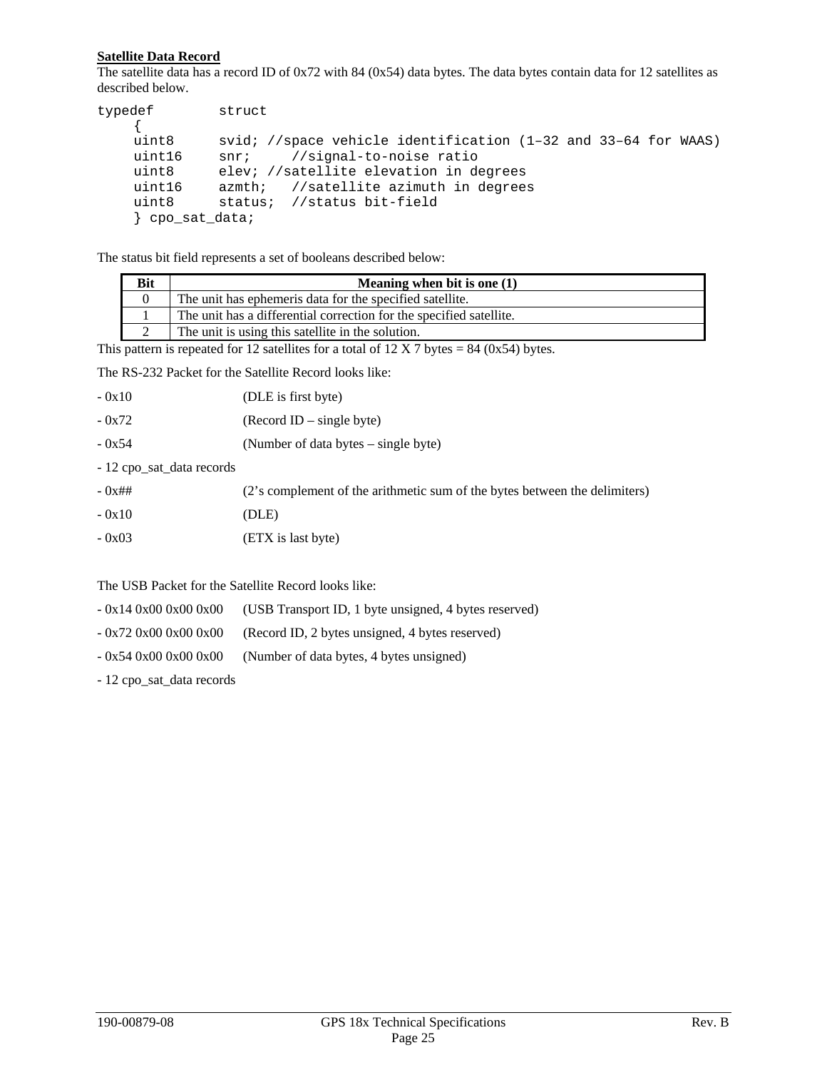**Satellite Data Record**

The satellite data has a record ID of 0x72 with 84 (0x54) data bytes. The data bytes contain data for 12 satellites as described below.

```
typedef        struct
     {
     uint8      svid; //space vehicle identification (1–32 and 33–64 for WAAS)
     uint16     snr;     //signal-to-noise ratio
     uint8      elev; //satellite elevation in degrees
     uint16     azmth;   //satellite azimuth in degrees
     uint8      status;  //status bit-field
     } cpo_sat_data;
```

The status bit field represents a set of booleans described below:

| Bit | Meaning when bit is one (1) |
|---|---|
| 0 | The unit has ephemeris data for the specified satellite. |
| 1 | The unit has a differential correction for the specified satellite. |
| 2 | The unit is using this satellite in the solution. |

This pattern is repeated for 12 satellites for a total of 12 X 7 bytes = 84 (0x54) bytes.

The RS-232 Packet for the Satellite Record looks like:

- 0x10 (DLE is first byte)
- 0x72 (Record ID – single byte)
- 0x54 (Number of data bytes – single byte)
- 12 cpo_sat_data records
- 0x## (2's complement of the arithmetic sum of the bytes between the delimiters)
- 0x10 (DLE)
- 0x03 (ETX is last byte)

The USB Packet for the Satellite Record looks like:

- 0x14 0x00 0x00 0x00 (USB Transport ID, 1 byte unsigned, 4 bytes reserved)
- 0x72 0x00 0x00 0x00 (Record ID, 2 bytes unsigned, 4 bytes reserved)
- 0x54 0x00 0x00 0x00 (Number of data bytes, 4 bytes unsigned)
- 12 cpo_sat_data records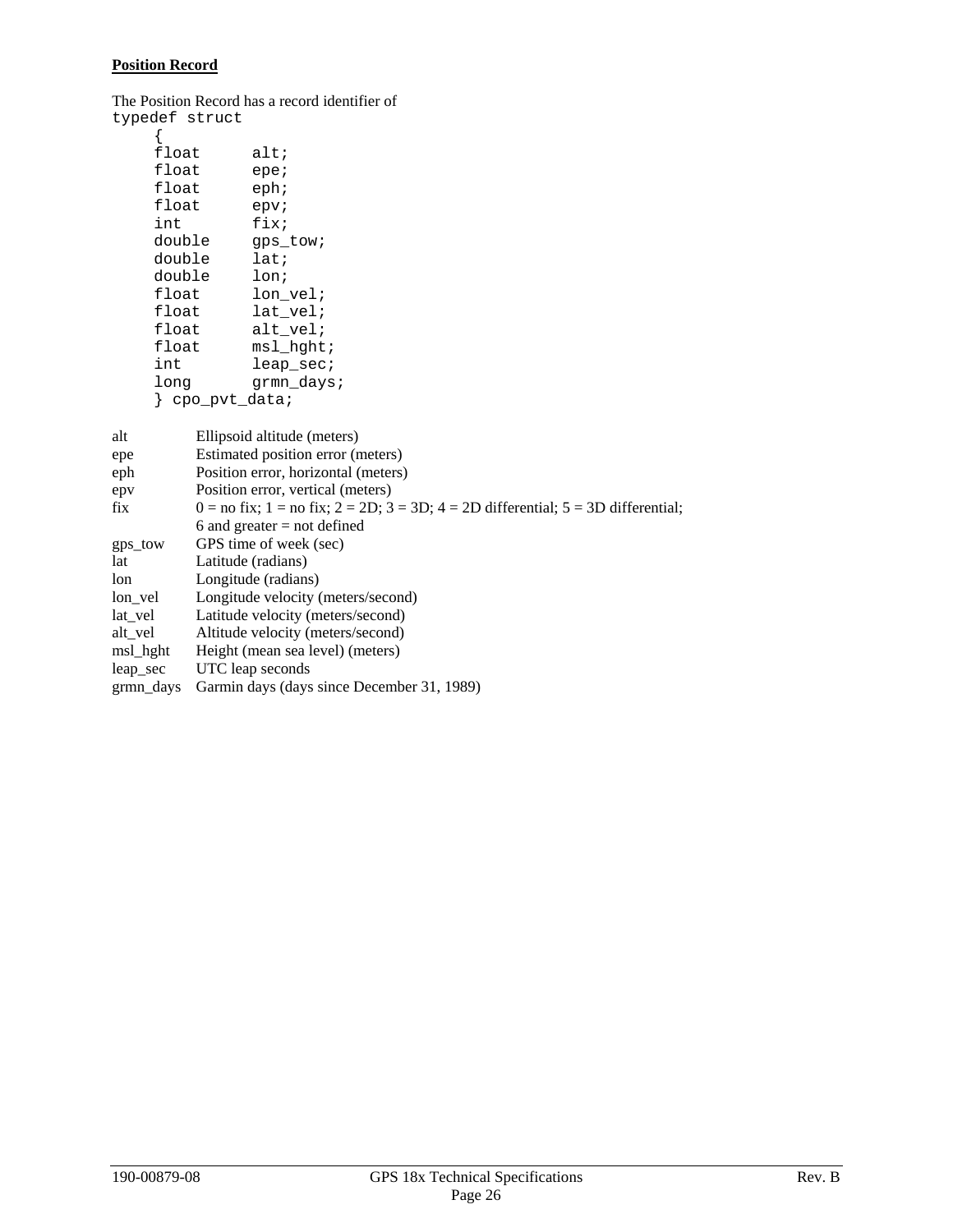**Position Record**

The Position Record has a record identifier of

```
typedef struct
     {
     float      alt;
     float      epe;
     float      eph;
     float      epv;
     int        fix;
     double     gps_tow;
     double     lat;
     double     lon;
     float      lon_vel;
     float      lat_vel;
     float      alt_vel;
     float      msl_hght;
     int        leap_sec;
     long       grmn_days;
     } cpo_pvt_data;
```

| | |
|---|---|
| alt | Ellipsoid altitude (meters) |
| epe | Estimated position error (meters) |
| eph | Position error, horizontal (meters) |
| epv | Position error, vertical (meters) |
| fix | 0 = no fix; 1 = no fix; 2 = 2D; 3 = 3D; 4 = 2D differential; 5 = 3D differential; 6 and greater = not defined |
| gps_tow | GPS time of week (sec) |
| lat | Latitude (radians) |
| lon | Longitude (radians) |
| lon_vel | Longitude velocity (meters/second) |
| lat_vel | Latitude velocity (meters/second) |
| alt_vel | Altitude velocity (meters/second) |
| msl_hght | Height (mean sea level) (meters) |
| leap_sec | UTC leap seconds |
| grmn_days | Garmin days (days since December 31, 1989) |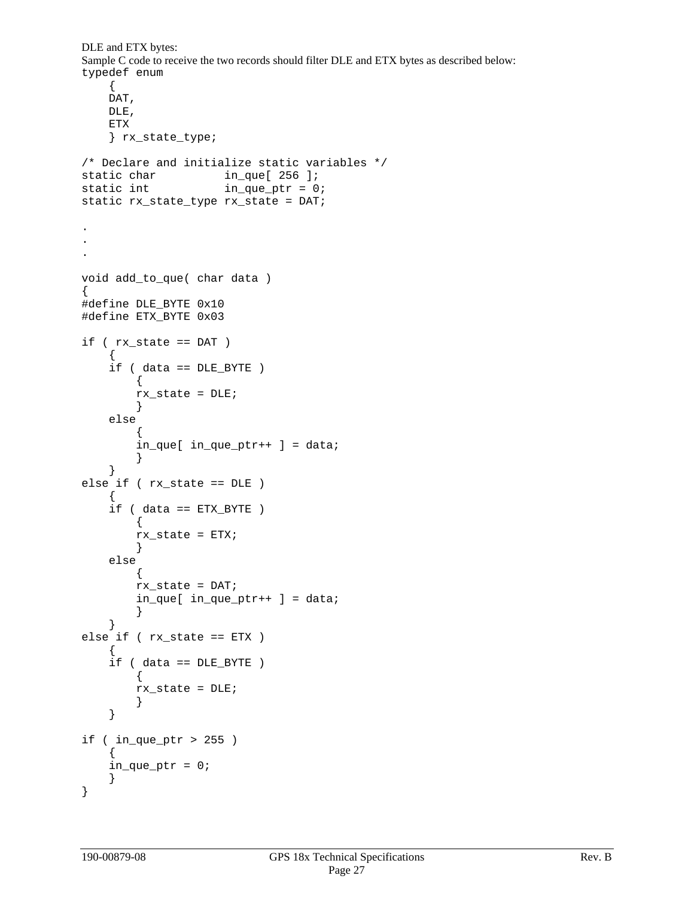DLE and ETX bytes:

Sample C code to receive the two records should filter DLE and ETX bytes as described below:

```
typedef enum
    {
    DAT,
    DLE,
    ETX
    } rx_state_type;

/* Declare and initialize static variables */
static char          in_que[ 256 ];
static int           in_que_ptr = 0;
static rx_state_type rx_state = DAT;

.
.
.

void add_to_que( char data )
{
#define DLE_BYTE 0x10
#define ETX_BYTE 0x03

if ( rx_state == DAT )
    {
    if ( data == DLE_BYTE )
        {
        rx_state = DLE;
        }
    else
        {
        in_que[ in_que_ptr++ ] = data;
        }
    }
else if ( rx_state == DLE )
    {
    if ( data == ETX_BYTE )
        {
        rx_state = ETX;
        }
    else
        {
        rx_state = DAT;
        in_que[ in_que_ptr++ ] = data;
        }
    }
else if ( rx_state == ETX )
    {
    if ( data == DLE_BYTE )
        {
        rx_state = DLE;
        }
    }

if ( in_que_ptr > 255 )
    {
    in_que_ptr = 0;
    }
}
```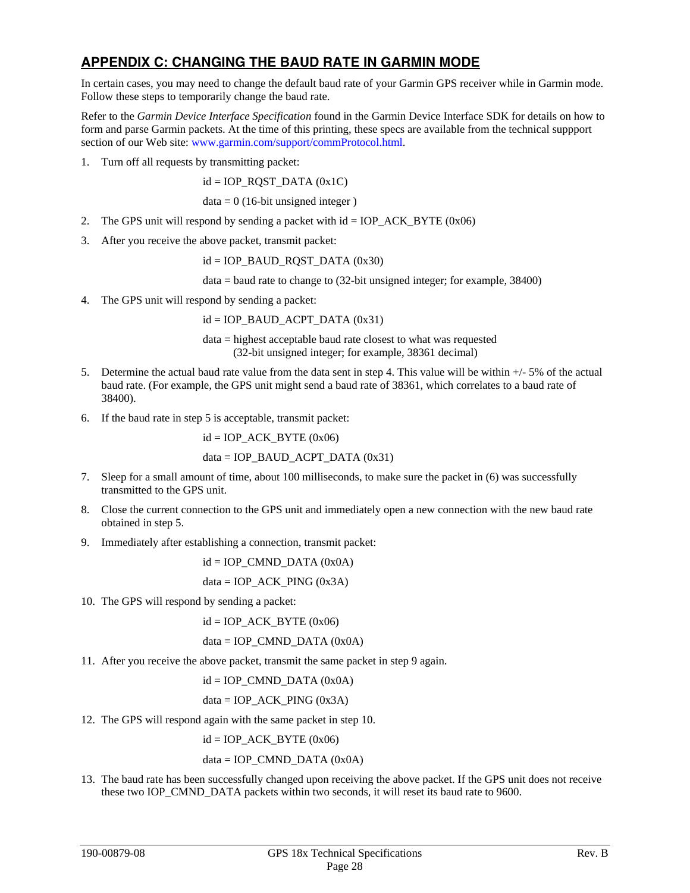## APPENDIX C: CHANGING THE BAUD RATE IN GARMIN MODE

In certain cases, you may need to change the default baud rate of your Garmin GPS receiver while in Garmin mode. Follow these steps to temporarily change the baud rate.

Refer to the *Garmin Device Interface Specification* found in the Garmin Device Interface SDK for details on how to form and parse Garmin packets. At the time of this printing, these specs are available from the technical suppport section of our Web site: www.garmin.com/support/commProtocol.html.

1. Turn off all requests by transmitting packet:

   id = IOP_RQST_DATA (0x1C)

   data = 0 (16-bit unsigned integer )

2. The GPS unit will respond by sending a packet with id = IOP_ACK_BYTE (0x06)

3. After you receive the above packet, transmit packet:

   id = IOP_BAUD_RQST_DATA (0x30)

   data = baud rate to change to (32-bit unsigned integer; for example, 38400)

4. The GPS unit will respond by sending a packet:

   id = IOP_BAUD_ACPT_DATA (0x31)

   data = highest acceptable baud rate closest to what was requested
   (32-bit unsigned integer; for example, 38361 decimal)

5. Determine the actual baud rate value from the data sent in step 4. This value will be within +/- 5% of the actual baud rate. (For example, the GPS unit might send a baud rate of 38361, which correlates to a baud rate of 38400).

6. If the baud rate in step 5 is acceptable, transmit packet:

   id = IOP_ACK_BYTE (0x06)

   data = IOP_BAUD_ACPT_DATA (0x31)

7. Sleep for a small amount of time, about 100 milliseconds, to make sure the packet in (6) was successfully transmitted to the GPS unit.

8. Close the current connection to the GPS unit and immediately open a new connection with the new baud rate obtained in step 5.

9. Immediately after establishing a connection, transmit packet:

   id = IOP_CMND_DATA (0x0A)

   data = IOP_ACK_PING (0x3A)

10. The GPS will respond by sending a packet:

    id = IOP_ACK_BYTE (0x06)

    data = IOP_CMND_DATA (0x0A)

11. After you receive the above packet, transmit the same packet in step 9 again.

    id = IOP_CMND_DATA (0x0A)

    data = IOP_ACK_PING (0x3A)

12. The GPS will respond again with the same packet in step 10.

    id = IOP_ACK_BYTE (0x06)

    data = IOP_CMND_DATA (0x0A)

13. The baud rate has been successfully changed upon receiving the above packet. If the GPS unit does not receive these two IOP_CMND_DATA packets within two seconds, it will reset its baud rate to 9600.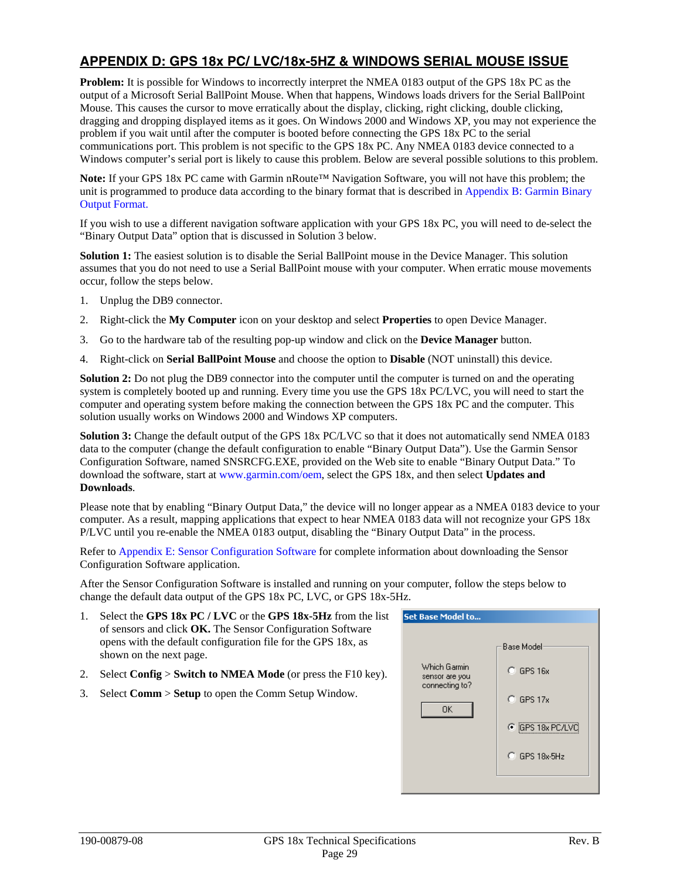## APPENDIX D: GPS 18x PC/ LVC/18x-5HZ & WINDOWS SERIAL MOUSE ISSUE

**Problem:** It is possible for Windows to incorrectly interpret the NMEA 0183 output of the GPS 18x PC as the output of a Microsoft Serial BallPoint Mouse. When that happens, Windows loads drivers for the Serial BallPoint Mouse. This causes the cursor to move erratically about the display, clicking, right clicking, double clicking, dragging and dropping displayed items as it goes. On Windows 2000 and Windows XP, you may not experience the problem if you wait until after the computer is booted before connecting the GPS 18x PC to the serial communications port. This problem is not specific to the GPS 18x PC. Any NMEA 0183 device connected to a Windows computer's serial port is likely to cause this problem. Below are several possible solutions to this problem.

**Note:** If your GPS 18x PC came with Garmin nRoute™ Navigation Software, you will not have this problem; the unit is programmed to produce data according to the binary format that is described in Appendix B: Garmin Binary Output Format.

If you wish to use a different navigation software application with your GPS 18x PC, you will need to de-select the "Binary Output Data" option that is discussed in Solution 3 below.

**Solution 1:** The easiest solution is to disable the Serial BallPoint mouse in the Device Manager. This solution assumes that you do not need to use a Serial BallPoint mouse with your computer. When erratic mouse movements occur, follow the steps below.

1. Unplug the DB9 connector.
2. Right-click the **My Computer** icon on your desktop and select **Properties** to open Device Manager.
3. Go to the hardware tab of the resulting pop-up window and click on the **Device Manager** button.
4. Right-click on **Serial BallPoint Mouse** and choose the option to **Disable** (NOT uninstall) this device.

**Solution 2:** Do not plug the DB9 connector into the computer until the computer is turned on and the operating system is completely booted up and running. Every time you use the GPS 18x PC/LVC, you will need to start the computer and operating system before making the connection between the GPS 18x PC and the computer. This solution usually works on Windows 2000 and Windows XP computers.

**Solution 3:** Change the default output of the GPS 18x PC/LVC so that it does not automatically send NMEA 0183 data to the computer (change the default configuration to enable "Binary Output Data"). Use the Garmin Sensor Configuration Software, named SNSRCFG.EXE, provided on the Web site to enable "Binary Output Data." To download the software, start at www.garmin.com/oem, select the GPS 18x, and then select **Updates and Downloads**.

Please note that by enabling "Binary Output Data," the device will no longer appear as a NMEA 0183 device to your computer. As a result, mapping applications that expect to hear NMEA 0183 data will not recognize your GPS 18x P/LVC until you re-enable the NMEA 0183 output, disabling the "Binary Output Data" in the process.

Refer to Appendix E: Sensor Configuration Software for complete information about downloading the Sensor Configuration Software application.

After the Sensor Configuration Software is installed and running on your computer, follow the steps below to change the default data output of the GPS 18x PC, LVC, or GPS 18x-5Hz.

1. Select the **GPS 18x PC / LVC** or the **GPS 18x-5Hz** from the list of sensors and click **OK.** The Sensor Configuration Software opens with the default configuration file for the GPS 18x, as shown on the next page.
2. Select **Config** > **Switch to NMEA Mode** (or press the F10 key).
3. Select **Comm** > **Setup** to open the Comm Setup Window.

Set Base Model to...

Which Garmin sensor are you connecting to?

OK

Base Model
- GPS 16x
- GPS 17x
- GPS 18x PC/LVC
- GPS 18x-5Hz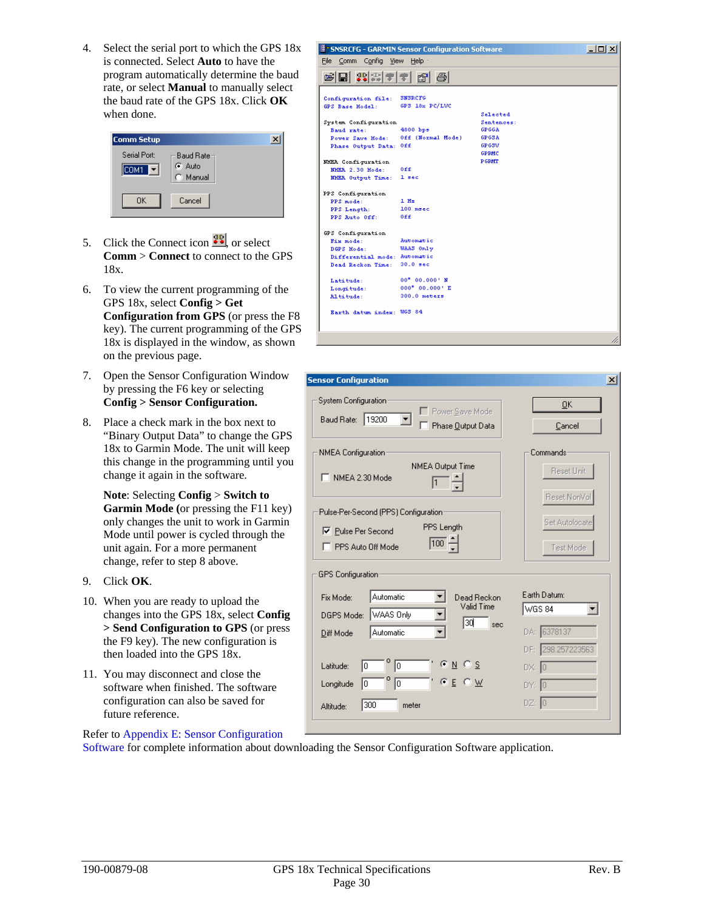4. Select the serial port to which the GPS 18x is connected. Select **Auto** to have the program automatically determine the baud rate, or select **Manual** to manually select the baud rate of the GPS 18x. Click **OK** when done.

5. Click the Connect icon, or select **Comm** > **Connect** to connect to the GPS 18x.

6. To view the current programming of the GPS 18x, select **Config > Get Configuration from GPS** (or press the F8 key). The current programming of the GPS 18x is displayed in the window, as shown on the previous page.

7. Open the Sensor Configuration Window by pressing the F6 key or selecting **Config > Sensor Configuration.**

8. Place a check mark in the box next to "Binary Output Data" to change the GPS 18x to Garmin Mode. The unit will keep this change in the programming until you change it again in the software.

   **Note**: Selecting **Config** > **Switch to Garmin Mode (**or pressing the F11 key) only changes the unit to work in Garmin Mode until power is cycled through the unit again. For a more permanent change, refer to step 8 above.

9. Click **OK**.

10. When you are ready to upload the changes into the GPS 18x, select **Config > Send Configuration to GPS** (or press the F9 key). The new configuration is then loaded into the GPS 18x.

11. You may disconnect and close the software when finished. The software configuration can also be saved for future reference.

Refer to Appendix E: Sensor Configuration Software for complete information about downloading the Sensor Configuration Software application.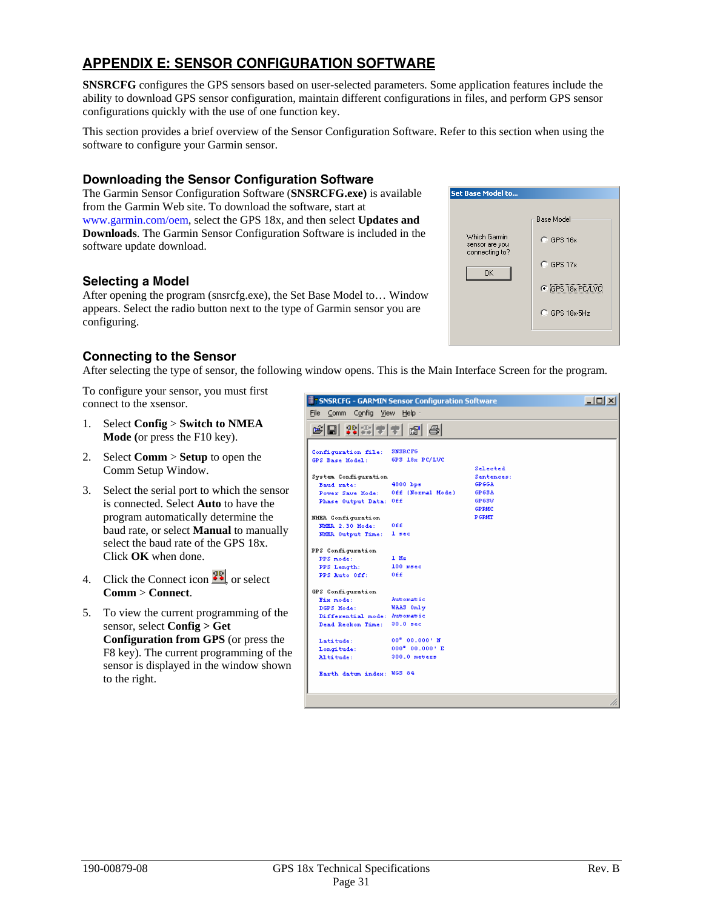# APPENDIX E: SENSOR CONFIGURATION SOFTWARE

**SNSRCFG** configures the GPS sensors based on user-selected parameters. Some application features include the ability to download GPS sensor configuration, maintain different configurations in files, and perform GPS sensor configurations quickly with the use of one function key.

This section provides a brief overview of the Sensor Configuration Software. Refer to this section when using the software to configure your Garmin sensor.

## Downloading the Sensor Configuration Software

The Garmin Sensor Configuration Software (**SNSRCFG.exe)** is available from the Garmin Web site. To download the software, start at www.garmin.com/oem, select the GPS 18x, and then select **Updates and Downloads**. The Garmin Sensor Configuration Software is included in the software update download.

## Selecting a Model

After opening the program (snsrcfg.exe), the Set Base Model to… Window appears. Select the radio button next to the type of Garmin sensor you are configuring.

## Connecting to the Sensor

After selecting the type of sensor, the following window opens. This is the Main Interface Screen for the program.

To configure your sensor, you must first connect to the xsensor.

1. Select **Config** > **Switch to NMEA Mode (**or press the F10 key).
2. Select **Comm** > **Setup** to open the Comm Setup Window.
3. Select the serial port to which the sensor is connected. Select **Auto** to have the program automatically determine the baud rate, or select **Manual** to manually select the baud rate of the GPS 18x. Click **OK** when done.
4. Click the Connect icon , or select **Comm** > **Connect**.
5. To view the current programming of the sensor, select **Config > Get Configuration from GPS** (or press the F8 key). The current programming of the sensor is displayed in the window shown to the right.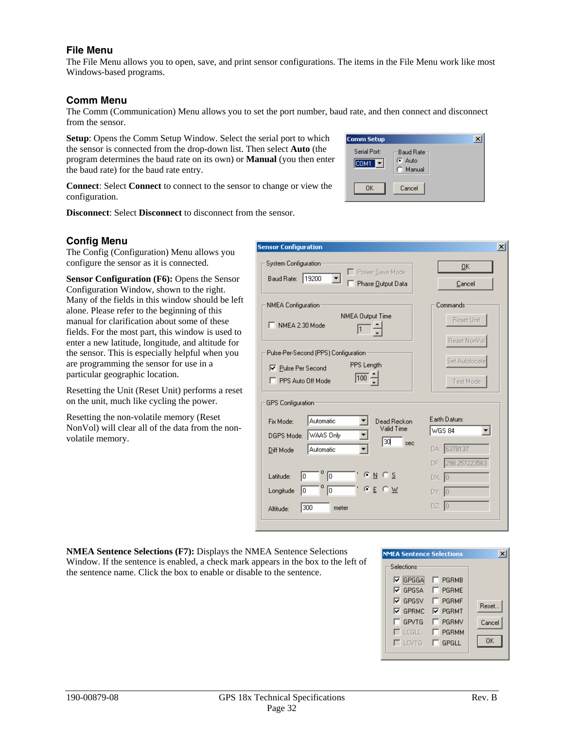## File Menu

The File Menu allows you to open, save, and print sensor configurations. The items in the File Menu work like most Windows-based programs.

## Comm Menu

The Comm (Communication) Menu allows you to set the port number, baud rate, and then connect and disconnect from the sensor.

**Setup**: Opens the Comm Setup Window. Select the serial port to which the sensor is connected from the drop-down list. Then select **Auto** (the program determines the baud rate on its own) or **Manual** (you then enter the baud rate) for the baud rate entry.

**Connect**: Select **Connect** to connect to the sensor to change or view the configuration.

**Disconnect**: Select **Disconnect** to disconnect from the sensor.

## Config Menu

The Config (Configuration) Menu allows you configure the sensor as it is connected.

**Sensor Configuration (F6):** Opens the Sensor Configuration Window, shown to the right. Many of the fields in this window should be left alone. Please refer to the beginning of this manual for clarification about some of these fields. For the most part, this window is used to enter a new latitude, longitude, and altitude for the sensor. This is especially helpful when you are programming the sensor for use in a particular geographic location.

Resetting the Unit (Reset Unit) performs a reset on the unit, much like cycling the power.

Resetting the non-volatile memory (Reset NonVol) will clear all of the data from the non-volatile memory.

**NMEA Sentence Selections (F7):** Displays the NMEA Sentence Selections Window. If the sentence is enabled, a check mark appears in the box to the left of the sentence name. Click the box to enable or disable to the sentence.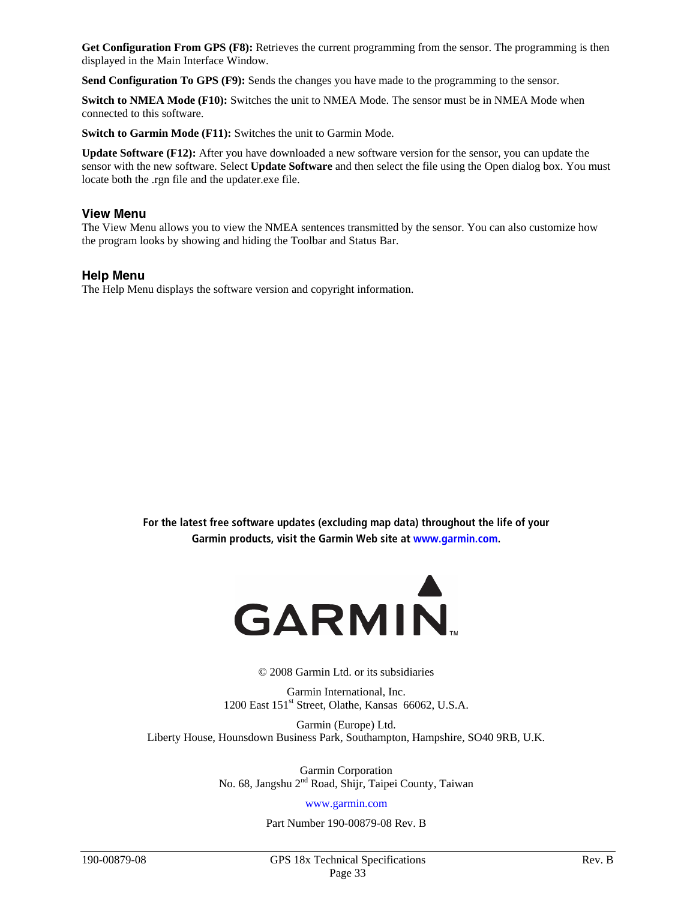**Get Configuration From GPS (F8):** Retrieves the current programming from the sensor. The programming is then displayed in the Main Interface Window.

**Send Configuration To GPS (F9):** Sends the changes you have made to the programming to the sensor.

**Switch to NMEA Mode (F10):** Switches the unit to NMEA Mode. The sensor must be in NMEA Mode when connected to this software.

**Switch to Garmin Mode (F11):** Switches the unit to Garmin Mode.

**Update Software (F12):** After you have downloaded a new software version for the sensor, you can update the sensor with the new software. Select **Update Software** and then select the file using the Open dialog box. You must locate both the .rgn file and the updater.exe file.

### View Menu

The View Menu allows you to view the NMEA sentences transmitted by the sensor. You can also customize how the program looks by showing and hiding the Toolbar and Status Bar.

### Help Menu

The Help Menu displays the software version and copyright information.

**For the latest free software updates (excluding map data) throughout the life of your Garmin products, visit the Garmin Web site at www.garmin.com.**

GARMIN™

© 2008 Garmin Ltd. or its subsidiaries

Garmin International, Inc.
1200 East 151st Street, Olathe, Kansas 66062, U.S.A.

Garmin (Europe) Ltd.
Liberty House, Hounsdown Business Park, Southampton, Hampshire, SO40 9RB, U.K.

Garmin Corporation
No. 68, Jangshu 2nd Road, Shijr, Taipei County, Taiwan

www.garmin.com

Part Number 190-00879-08 Rev. B